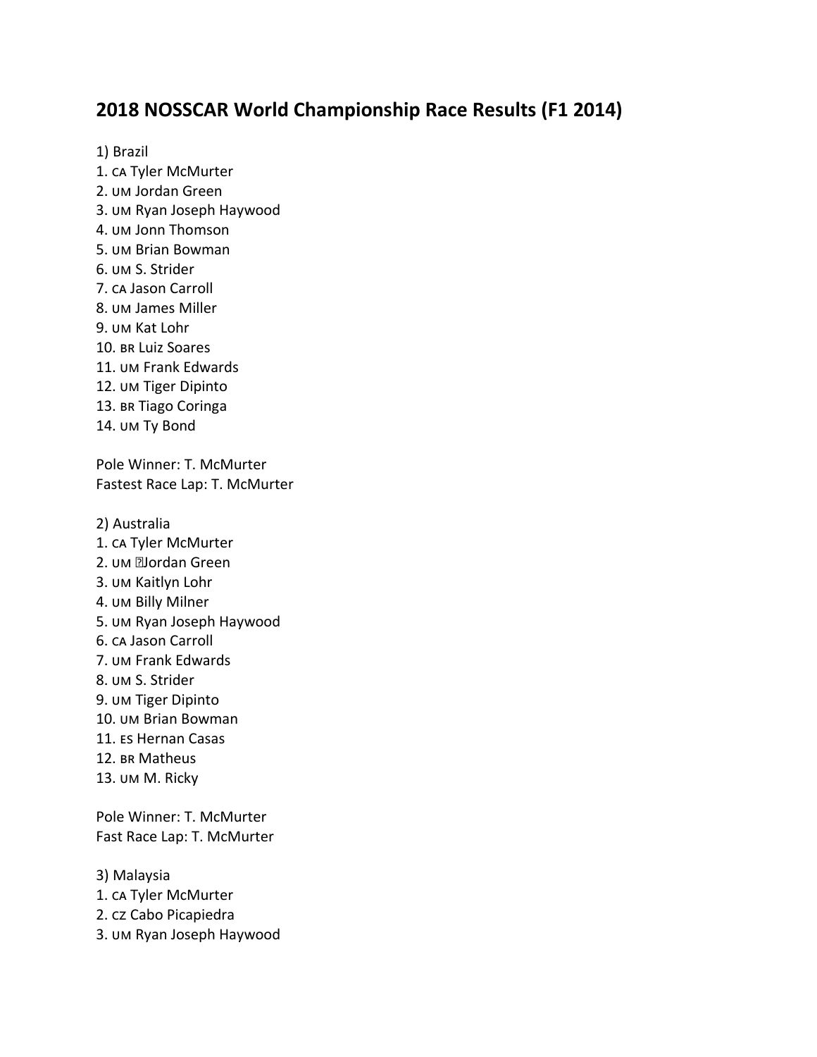# 2018 NOSSCAR World Championship Race Results (F1 2014)

1) Brazil

1. CA Tyler McMurter
2. UM Jordan Green
3. UM Ryan Joseph Haywood
4. UM Jonn Thomson
5. UM Brian Bowman
6. UM S. Strider
7. CA Jason Carroll
8. UM James Miller
9. UM Kat Lohr
10. BR Luiz Soares
11. UM Frank Edwards
12. UM Tiger Dipinto
13. BR Tiago Coringa
14. UM Ty Bond

Pole Winner: T. McMurter
Fastest Race Lap: T. McMurter

2) Australia

1. CA Tyler McMurter
2. UM Jordan Green
3. UM Kaitlyn Lohr
4. UM Billy Milner
5. UM Ryan Joseph Haywood
6. CA Jason Carroll
7. UM Frank Edwards
8. UM S. Strider
9. UM Tiger Dipinto
10. UM Brian Bowman
11. ES Hernan Casas
12. BR Matheus
13. UM M. Ricky

Pole Winner: T. McMurter
Fast Race Lap: T. McMurter

3) Malaysia

1. CA Tyler McMurter
2. CZ Cabo Picapiedra
3. UM Ryan Joseph Haywood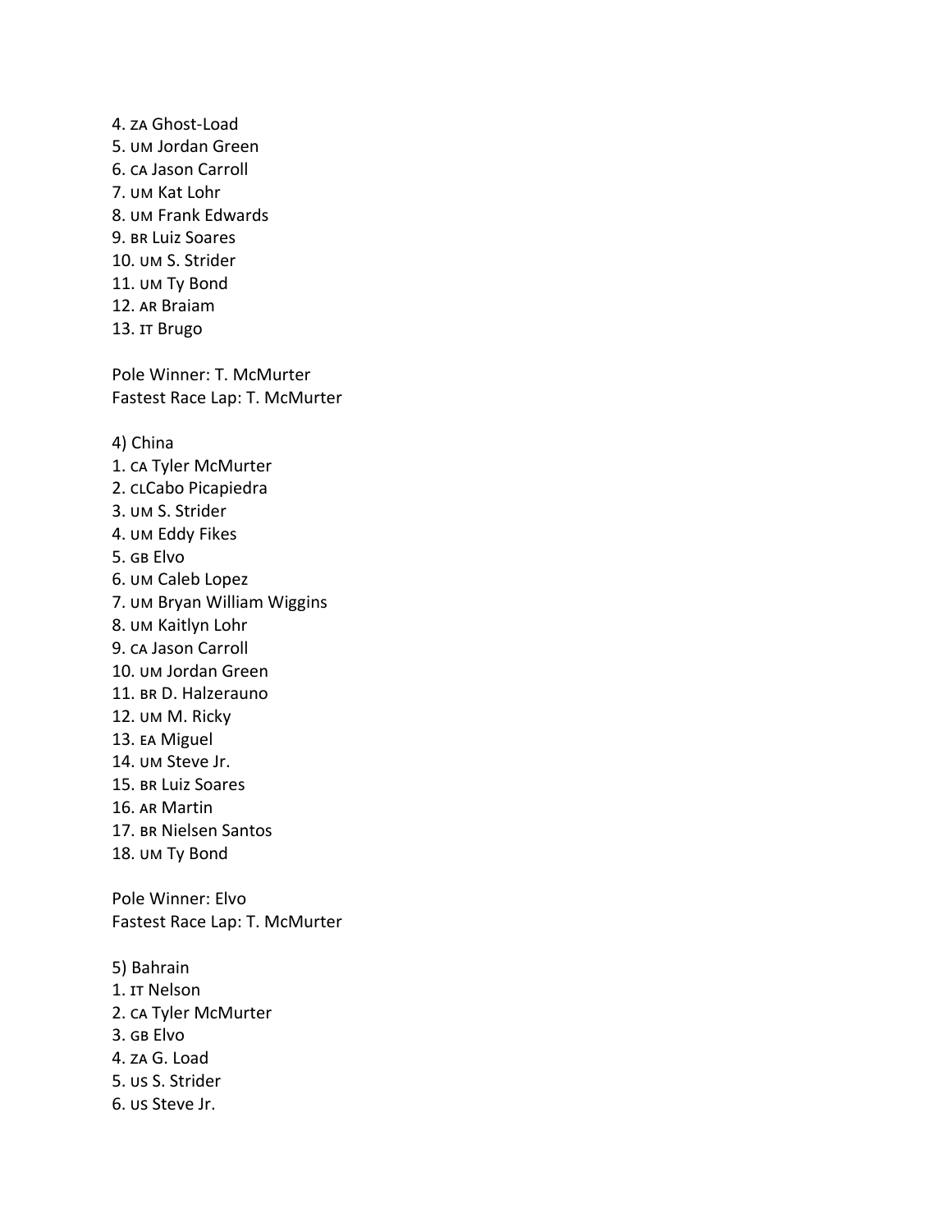4. ZA Ghost-Load
5. UM Jordan Green
6. CA Jason Carroll
7. UM Kat Lohr
8. UM Frank Edwards
9. BR Luiz Soares
10. UM S. Strider
11. UM Ty Bond
12. AR Braiam
13. IT Brugo

Pole Winner: T. McMurter
Fastest Race Lap: T. McMurter

4) China
1. CA Tyler McMurter
2. CLCabo Picapiedra
3. UM S. Strider
4. UM Eddy Fikes
5. GB Elvo
6. UM Caleb Lopez
7. UM Bryan William Wiggins
8. UM Kaitlyn Lohr
9. CA Jason Carroll
10. UM Jordan Green
11. BR D. Halzerauno
12. UM M. Ricky
13. EA Miguel
14. UM Steve Jr.
15. BR Luiz Soares
16. AR Martin
17. BR Nielsen Santos
18. UM Ty Bond

Pole Winner: Elvo
Fastest Race Lap: T. McMurter

5) Bahrain
1. IT Nelson
2. CA Tyler McMurter
3. GB Elvo
4. ZA G. Load
5. US S. Strider
6. US Steve Jr.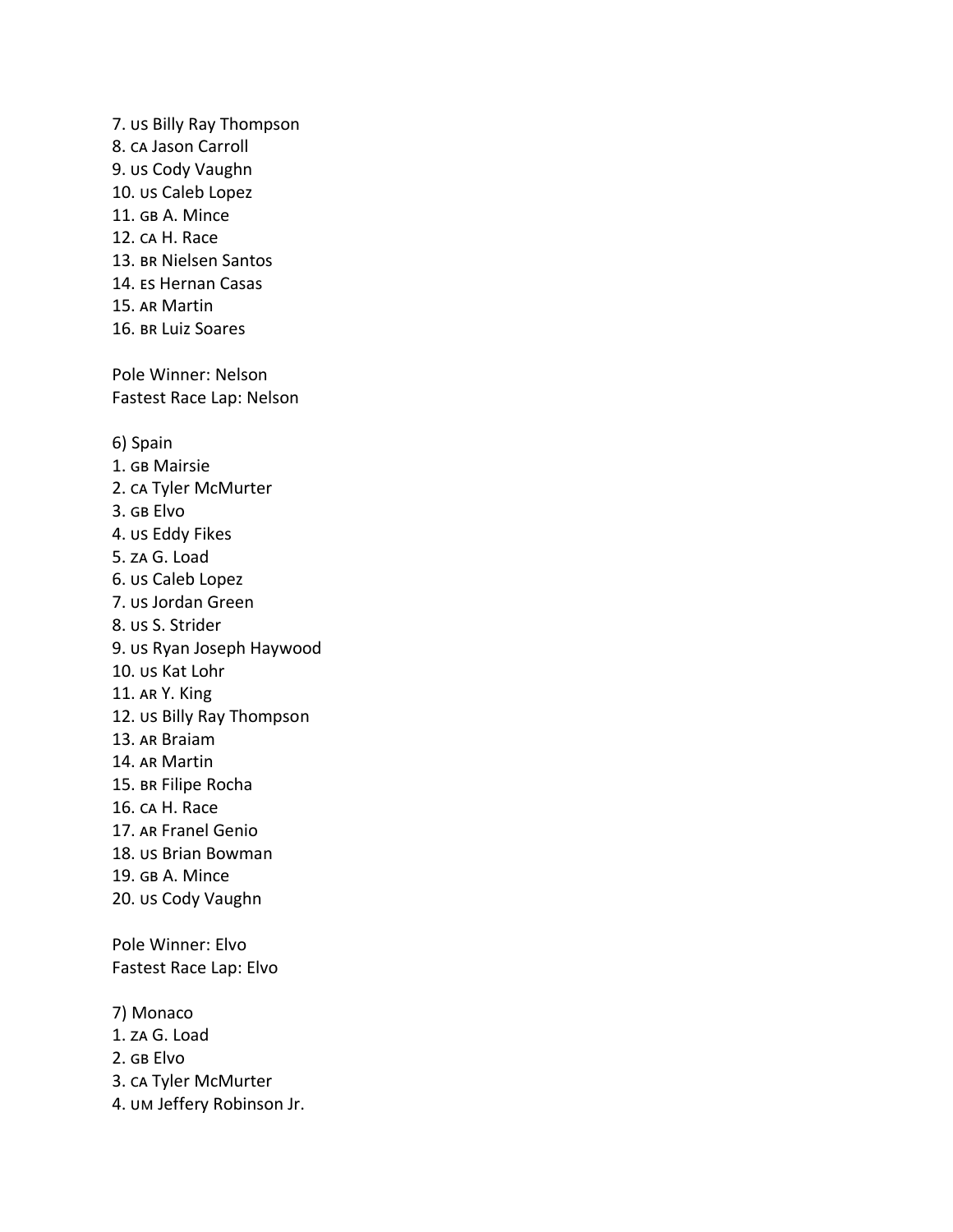7. US Billy Ray Thompson
8. CA Jason Carroll
9. US Cody Vaughn
10. US Caleb Lopez
11. GB A. Mince
12. CA H. Race
13. BR Nielsen Santos
14. ES Hernan Casas
15. AR Martin
16. BR Luiz Soares

Pole Winner: Nelson
Fastest Race Lap: Nelson

6) Spain
1. GB Mairsie
2. CA Tyler McMurter
3. GB Elvo
4. US Eddy Fikes
5. ZA G. Load
6. US Caleb Lopez
7. US Jordan Green
8. US S. Strider
9. US Ryan Joseph Haywood
10. US Kat Lohr
11. AR Y. King
12. US Billy Ray Thompson
13. AR Braiam
14. AR Martin
15. BR Filipe Rocha
16. CA H. Race
17. AR Franel Genio
18. US Brian Bowman
19. GB A. Mince
20. US Cody Vaughn

Pole Winner: Elvo
Fastest Race Lap: Elvo

7) Monaco
1. ZA G. Load
2. GB Elvo
3. CA Tyler McMurter
4. UM Jeffery Robinson Jr.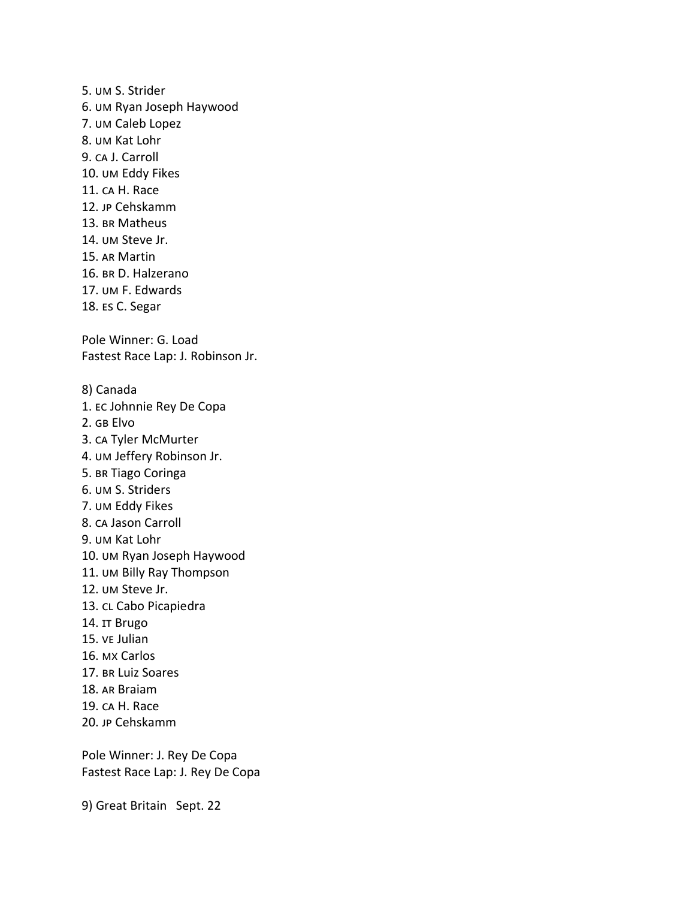5. UM S. Strider
6. UM Ryan Joseph Haywood
7. UM Caleb Lopez
8. UM Kat Lohr
9. CA J. Carroll
10. UM Eddy Fikes
11. CA H. Race
12. JP Cehskamm
13. BR Matheus
14. UM Steve Jr.
15. AR Martin
16. BR D. Halzerano
17. UM F. Edwards
18. ES C. Segar

Pole Winner: G. Load
Fastest Race Lap: J. Robinson Jr.

8) Canada
1. EC Johnnie Rey De Copa
2. GB Elvo
3. CA Tyler McMurter
4. UM Jeffery Robinson Jr.
5. BR Tiago Coringa
6. UM S. Striders
7. UM Eddy Fikes
8. CA Jason Carroll
9. UM Kat Lohr
10. UM Ryan Joseph Haywood
11. UM Billy Ray Thompson
12. UM Steve Jr.
13. CL Cabo Picapiedra
14. IT Brugo
15. VE Julian
16. MX Carlos
17. BR Luiz Soares
18. AR Braiam
19. CA H. Race
20. JP Cehskamm

Pole Winner: J. Rey De Copa
Fastest Race Lap: J. Rey De Copa

9) Great Britain Sept. 22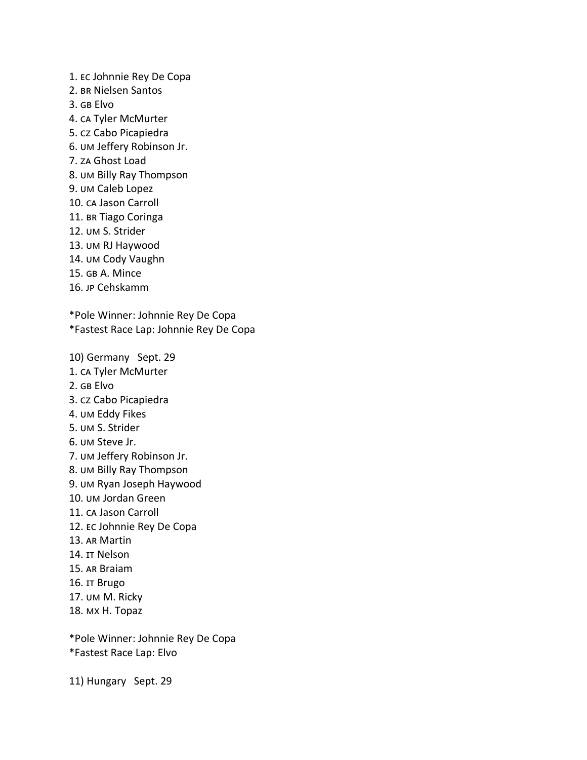1. EC Johnnie Rey De Copa
2. BR Nielsen Santos
3. GB Elvo
4. CA Tyler McMurter
5. CZ Cabo Picapiedra
6. UM Jeffery Robinson Jr.
7. ZA Ghost Load
8. UM Billy Ray Thompson
9. UM Caleb Lopez
10. CA Jason Carroll
11. BR Tiago Coringa
12. UM S. Strider
13. UM RJ Haywood
14. UM Cody Vaughn
15. GB A. Mince
16. JP Cehskamm

*Pole Winner: Johnnie Rey De Copa
*Fastest Race Lap: Johnnie Rey De Copa

10) Germany   Sept. 29

1. CA Tyler McMurter
2. GB Elvo
3. CZ Cabo Picapiedra
4. UM Eddy Fikes
5. UM S. Strider
6. UM Steve Jr.
7. UM Jeffery Robinson Jr.
8. UM Billy Ray Thompson
9. UM Ryan Joseph Haywood
10. UM Jordan Green
11. CA Jason Carroll
12. EC Johnnie Rey De Copa
13. AR Martin
14. IT Nelson
15. AR Braiam
16. IT Brugo
17. UM M. Ricky
18. MX H. Topaz

*Pole Winner: Johnnie Rey De Copa
*Fastest Race Lap: Elvo

11) Hungary   Sept. 29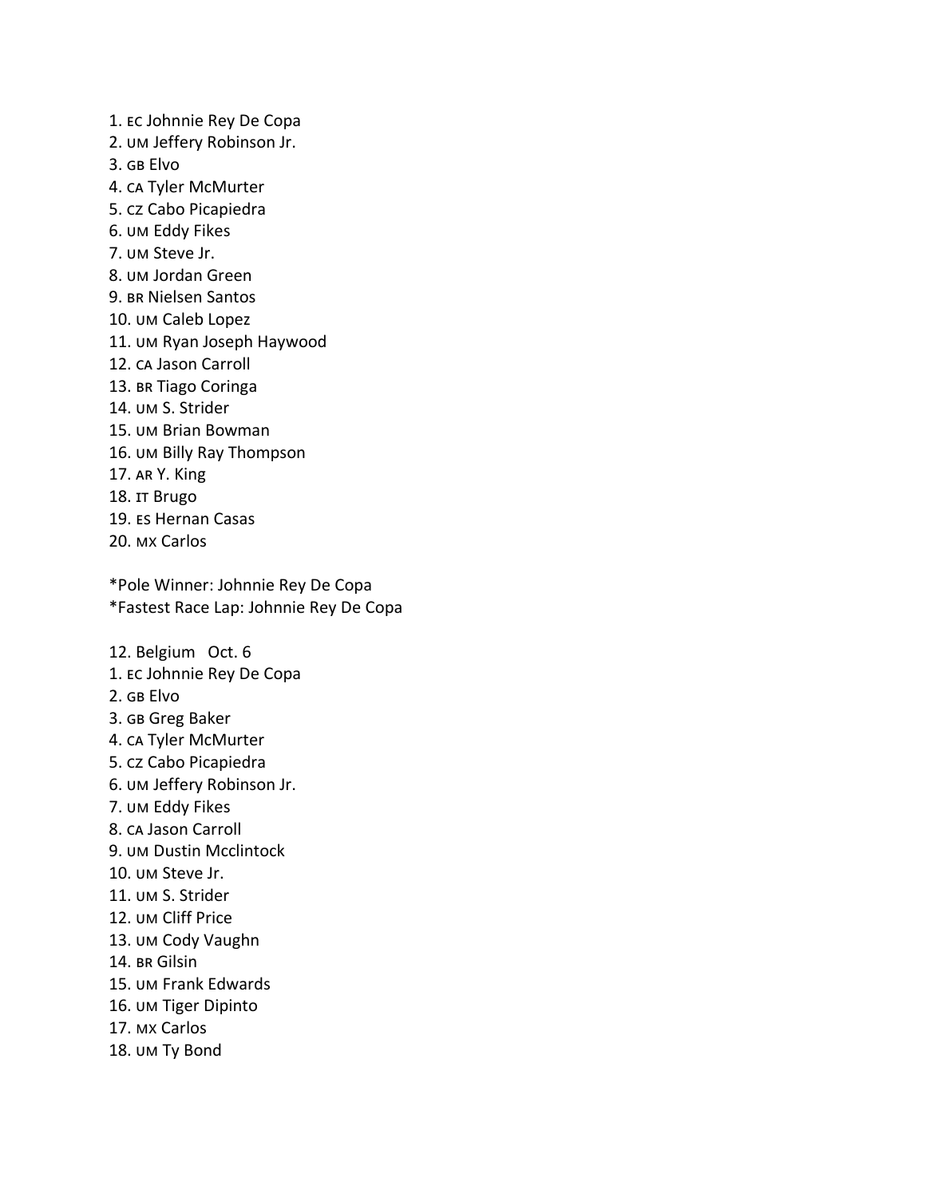1. EC Johnnie Rey De Copa
2. UM Jeffery Robinson Jr.
3. GB Elvo
4. CA Tyler McMurter
5. CZ Cabo Picapiedra
6. UM Eddy Fikes
7. UM Steve Jr.
8. UM Jordan Green
9. BR Nielsen Santos
10. UM Caleb Lopez
11. UM Ryan Joseph Haywood
12. CA Jason Carroll
13. BR Tiago Coringa
14. UM S. Strider
15. UM Brian Bowman
16. UM Billy Ray Thompson
17. AR Y. King
18. IT Brugo
19. ES Hernan Casas
20. MX Carlos

*Pole Winner: Johnnie Rey De Copa
*Fastest Race Lap: Johnnie Rey De Copa

12. Belgium Oct. 6

1. EC Johnnie Rey De Copa
2. GB Elvo
3. GB Greg Baker
4. CA Tyler McMurter
5. CZ Cabo Picapiedra
6. UM Jeffery Robinson Jr.
7. UM Eddy Fikes
8. CA Jason Carroll
9. UM Dustin Mcclintock
10. UM Steve Jr.
11. UM S. Strider
12. UM Cliff Price
13. UM Cody Vaughn
14. BR Gilsin
15. UM Frank Edwards
16. UM Tiger Dipinto
17. MX Carlos
18. UM Ty Bond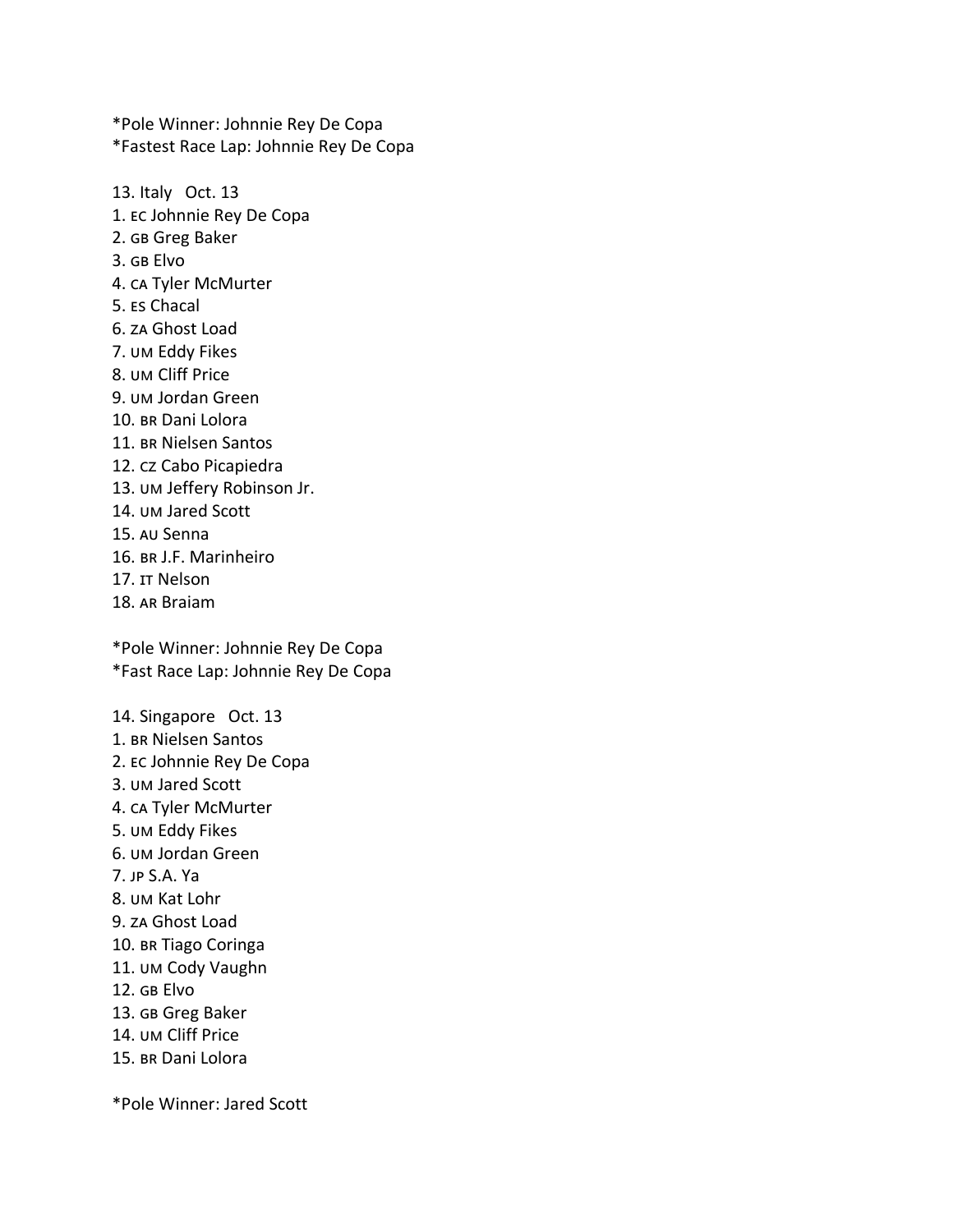*Pole Winner: Johnnie Rey De Copa
*Fastest Race Lap: Johnnie Rey De Copa

13. Italy   Oct. 13
1. EC Johnnie Rey De Copa
2. GB Greg Baker
3. GB Elvo
4. CA Tyler McMurter
5. ES Chacal
6. ZA Ghost Load
7. UM Eddy Fikes
8. UM Cliff Price
9. UM Jordan Green
10. BR Dani Lolora
11. BR Nielsen Santos
12. CZ Cabo Picapiedra
13. UM Jeffery Robinson Jr.
14. UM Jared Scott
15. AU Senna
16. BR J.F. Marinheiro
17. IT Nelson
18. AR Braiam

*Pole Winner: Johnnie Rey De Copa
*Fast Race Lap: Johnnie Rey De Copa

14. Singapore   Oct. 13
1. BR Nielsen Santos
2. EC Johnnie Rey De Copa
3. UM Jared Scott
4. CA Tyler McMurter
5. UM Eddy Fikes
6. UM Jordan Green
7. JP S.A. Ya
8. UM Kat Lohr
9. ZA Ghost Load
10. BR Tiago Coringa
11. UM Cody Vaughn
12. GB Elvo
13. GB Greg Baker
14. UM Cliff Price
15. BR Dani Lolora

*Pole Winner: Jared Scott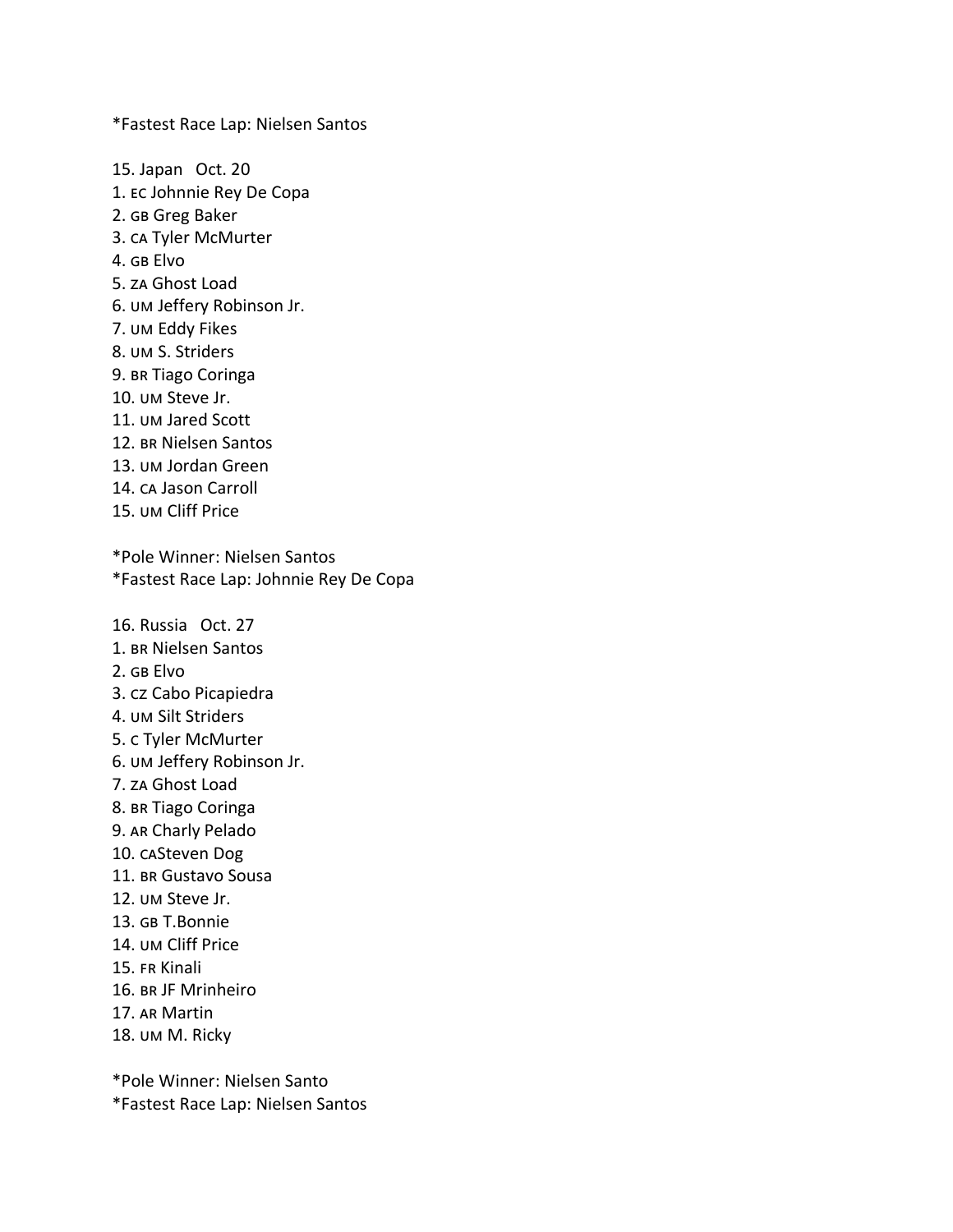*Fastest Race Lap: Nielsen Santos

15. Japan   Oct. 20
1. EC Johnnie Rey De Copa
2. GB Greg Baker
3. CA Tyler McMurter
4. GB Elvo
5. ZA Ghost Load
6. UM Jeffery Robinson Jr.
7. UM Eddy Fikes
8. UM S. Striders
9. BR Tiago Coringa
10. UM Steve Jr.
11. UM Jared Scott
12. BR Nielsen Santos
13. UM Jordan Green
14. CA Jason Carroll
15. UM Cliff Price

*Pole Winner: Nielsen Santos
*Fastest Race Lap: Johnnie Rey De Copa

16. Russia   Oct. 27
1. BR Nielsen Santos
2. GB Elvo
3. CZ Cabo Picapiedra
4. UM Silt Striders
5. C Tyler McMurter
6. UM Jeffery Robinson Jr.
7. ZA Ghost Load
8. BR Tiago Coringa
9. AR Charly Pelado
10. CASteven Dog
11. BR Gustavo Sousa
12. UM Steve Jr.
13. GB T.Bonnie
14. UM Cliff Price
15. FR Kinali
16. BR JF Mrinheiro
17. AR Martin
18. UM M. Ricky

*Pole Winner: Nielsen Santo
*Fastest Race Lap: Nielsen Santos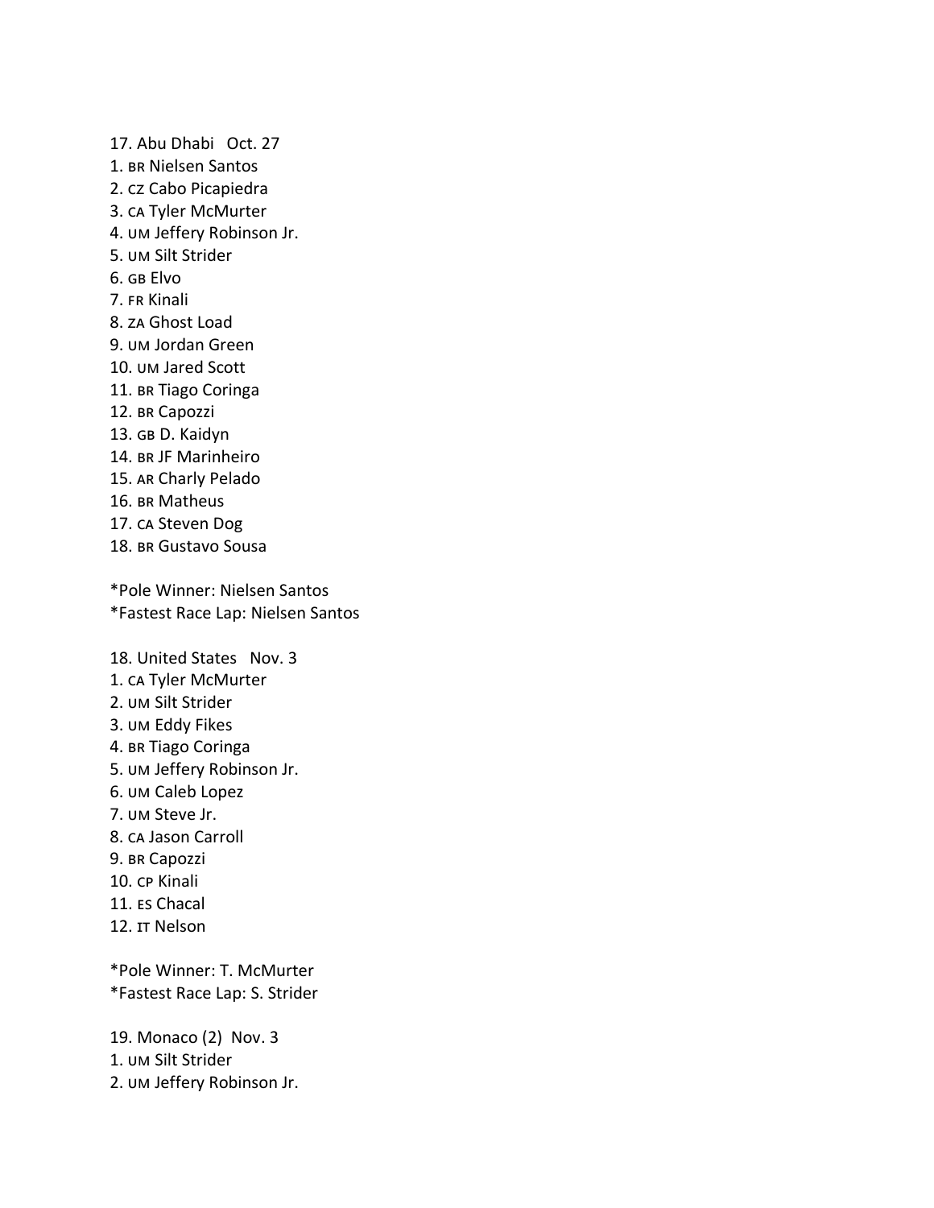17. Abu Dhabi   Oct. 27

1. BR Nielsen Santos
2. CZ Cabo Picapiedra
3. CA Tyler McMurter
4. UM Jeffery Robinson Jr.
5. UM Silt Strider
6. GB Elvo
7. FR Kinali
8. ZA Ghost Load
9. UM Jordan Green
10. UM Jared Scott
11. BR Tiago Coringa
12. BR Capozzi
13. GB D. Kaidyn
14. BR JF Marinheiro
15. AR Charly Pelado
16. BR Matheus
17. CA Steven Dog
18. BR Gustavo Sousa

*Pole Winner: Nielsen Santos
*Fastest Race Lap: Nielsen Santos

18. United States   Nov. 3

1. CA Tyler McMurter
2. UM Silt Strider
3. UM Eddy Fikes
4. BR Tiago Coringa
5. UM Jeffery Robinson Jr.
6. UM Caleb Lopez
7. UM Steve Jr.
8. CA Jason Carroll
9. BR Capozzi
10. CP Kinali
11. ES Chacal
12. IT Nelson

*Pole Winner: T. McMurter
*Fastest Race Lap: S. Strider

19. Monaco (2)  Nov. 3

1. UM Silt Strider
2. UM Jeffery Robinson Jr.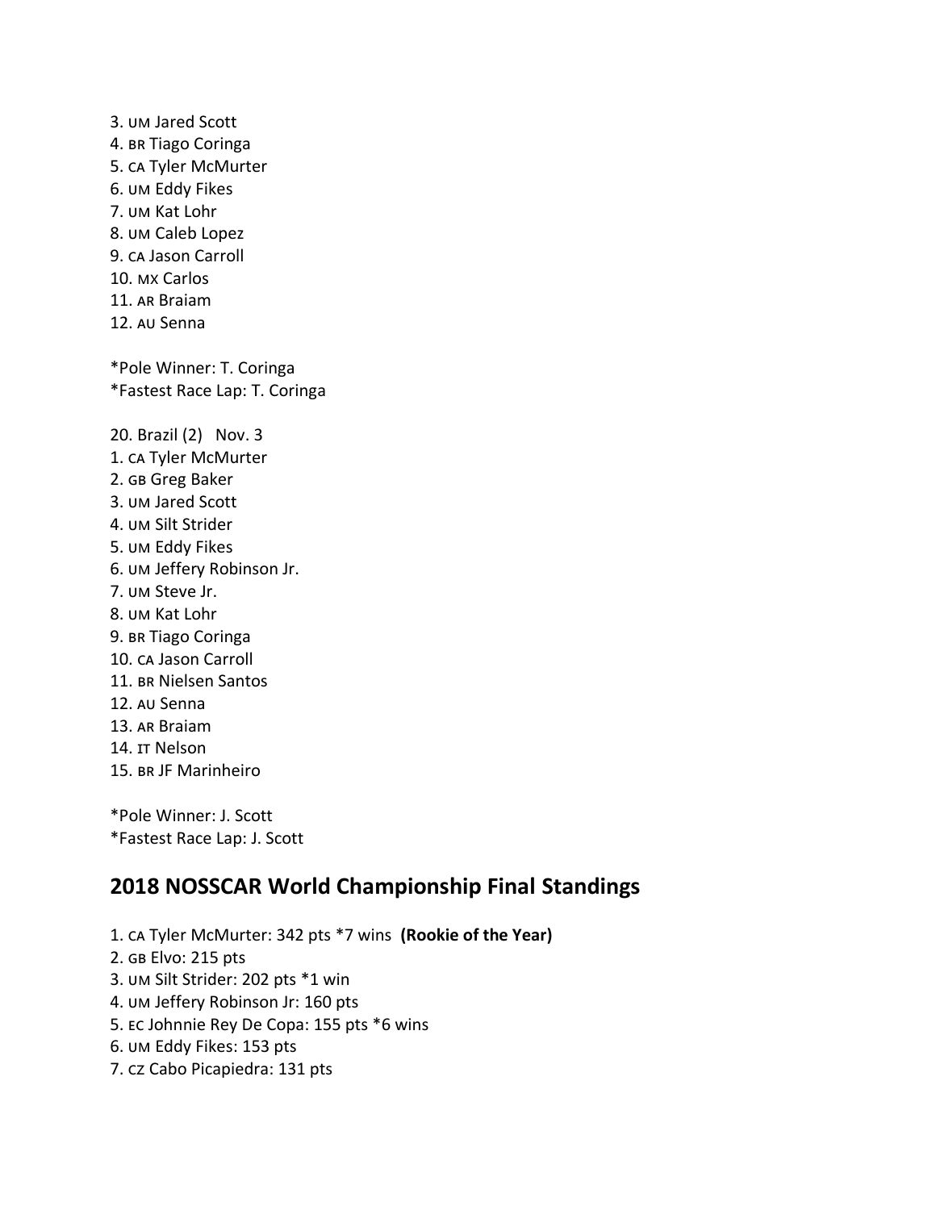3. UM Jared Scott
4. BR Tiago Coringa
5. CA Tyler McMurter
6. UM Eddy Fikes
7. UM Kat Lohr
8. UM Caleb Lopez
9. CA Jason Carroll
10. MX Carlos
11. AR Braiam
12. AU Senna

*Pole Winner: T. Coringa
*Fastest Race Lap: T. Coringa

20. Brazil (2) Nov. 3
1. CA Tyler McMurter
2. GB Greg Baker
3. UM Jared Scott
4. UM Silt Strider
5. UM Eddy Fikes
6. UM Jeffery Robinson Jr.
7. UM Steve Jr.
8. UM Kat Lohr
9. BR Tiago Coringa
10. CA Jason Carroll
11. BR Nielsen Santos
12. AU Senna
13. AR Braiam
14. IT Nelson
15. BR JF Marinheiro

*Pole Winner: J. Scott
*Fastest Race Lap: J. Scott

## 2018 NOSSCAR World Championship Final Standings

1. CA Tyler McMurter: 342 pts *7 wins **(Rookie of the Year)**
2. GB Elvo: 215 pts
3. UM Silt Strider: 202 pts *1 win
4. UM Jeffery Robinson Jr: 160 pts
5. EC Johnnie Rey De Copa: 155 pts *6 wins
6. UM Eddy Fikes: 153 pts
7. CZ Cabo Picapiedra: 131 pts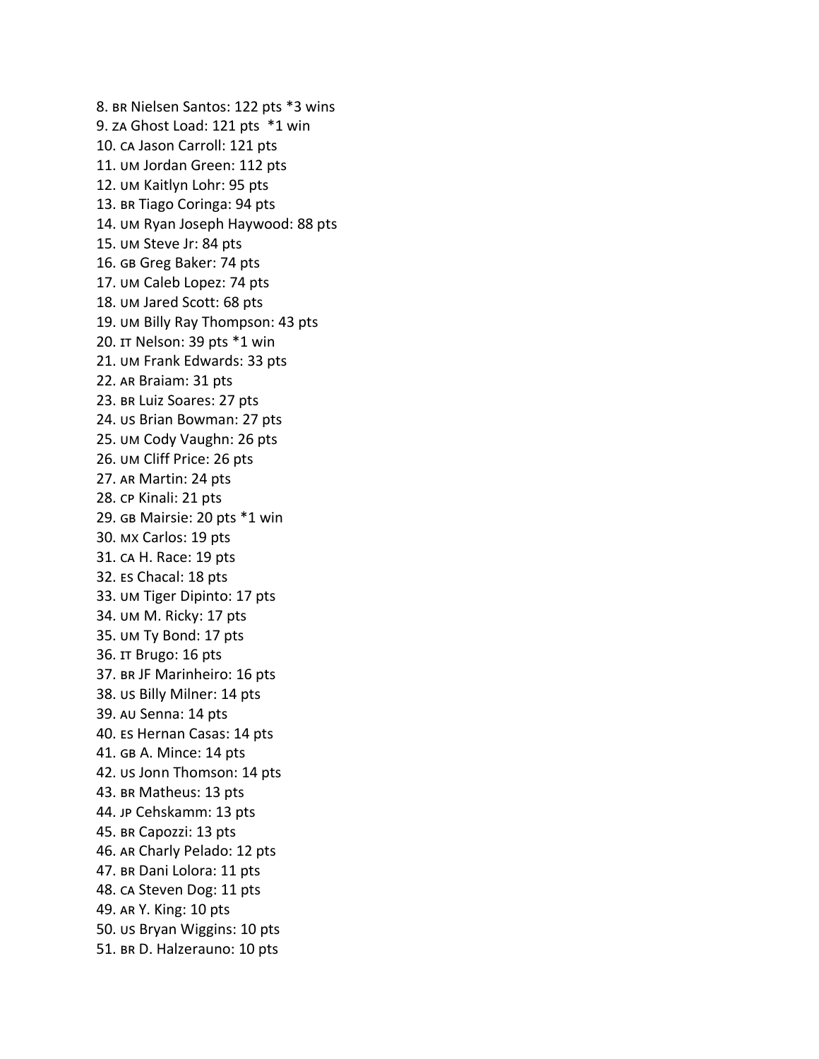8. BR Nielsen Santos: 122 pts *3 wins
9. ZA Ghost Load: 121 pts  *1 win
10. CA Jason Carroll: 121 pts
11. UM Jordan Green: 112 pts
12. UM Kaitlyn Lohr: 95 pts
13. BR Tiago Coringa: 94 pts
14. UM Ryan Joseph Haywood: 88 pts
15. UM Steve Jr: 84 pts
16. GB Greg Baker: 74 pts
17. UM Caleb Lopez: 74 pts
18. UM Jared Scott: 68 pts
19. UM Billy Ray Thompson: 43 pts
20. IT Nelson: 39 pts *1 win
21. UM Frank Edwards: 33 pts
22. AR Braiam: 31 pts
23. BR Luiz Soares: 27 pts
24. US Brian Bowman: 27 pts
25. UM Cody Vaughn: 26 pts
26. UM Cliff Price: 26 pts
27. AR Martin: 24 pts
28. CP Kinali: 21 pts
29. GB Mairsie: 20 pts *1 win
30. MX Carlos: 19 pts
31. CA H. Race: 19 pts
32. ES Chacal: 18 pts
33. UM Tiger Dipinto: 17 pts
34. UM M. Ricky: 17 pts
35. UM Ty Bond: 17 pts
36. IT Brugo: 16 pts
37. BR JF Marinheiro: 16 pts
38. US Billy Milner: 14 pts
39. AU Senna: 14 pts
40. ES Hernan Casas: 14 pts
41. GB A. Mince: 14 pts
42. US Jonn Thomson: 14 pts
43. BR Matheus: 13 pts
44. JP Cehskamm: 13 pts
45. BR Capozzi: 13 pts
46. AR Charly Pelado: 12 pts
47. BR Dani Lolora: 11 pts
48. CA Steven Dog: 11 pts
49. AR Y. King: 10 pts
50. US Bryan Wiggins: 10 pts
51. BR D. Halzerauno: 10 pts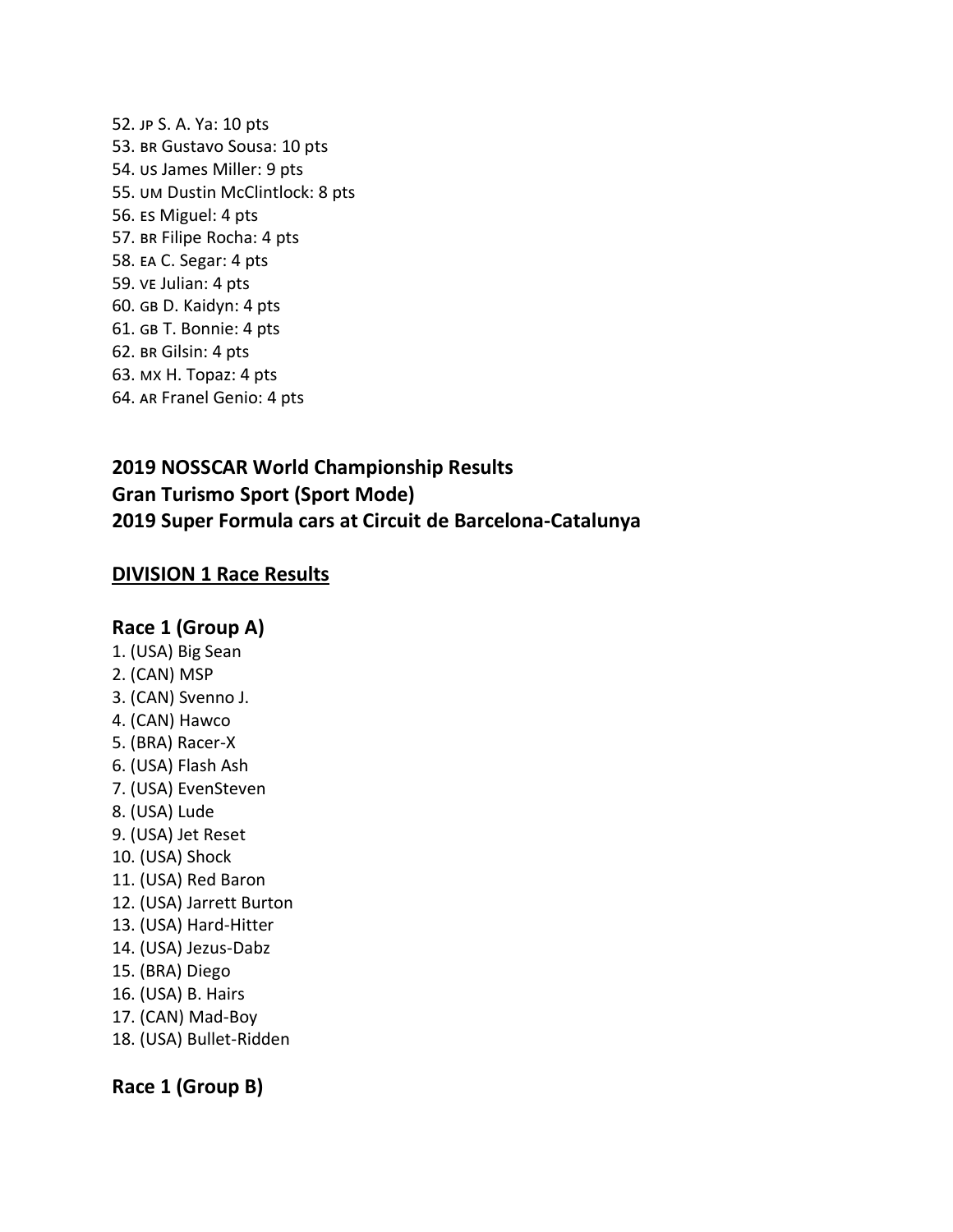52. JP S. A. Ya: 10 pts
53. BR Gustavo Sousa: 10 pts
54. US James Miller: 9 pts
55. UM Dustin McClintlock: 8 pts
56. ES Miguel: 4 pts
57. BR Filipe Rocha: 4 pts
58. EA C. Segar: 4 pts
59. VE Julian: 4 pts
60. GB D. Kaidyn: 4 pts
61. GB T. Bonnie: 4 pts
62. BR Gilsin: 4 pts
63. MX H. Topaz: 4 pts
64. AR Franel Genio: 4 pts

## 2019 NOSSCAR World Championship Results
## Gran Turismo Sport (Sport Mode)
## 2019 Super Formula cars at Circuit de Barcelona-Catalunya

### DIVISION 1 Race Results

### Race 1 (Group A)

1. (USA) Big Sean
2. (CAN) MSP
3. (CAN) Svenno J.
4. (CAN) Hawco
5. (BRA) Racer-X
6. (USA) Flash Ash
7. (USA) EvenSteven
8. (USA) Lude
9. (USA) Jet Reset
10. (USA) Shock
11. (USA) Red Baron
12. (USA) Jarrett Burton
13. (USA) Hard-Hitter
14. (USA) Jezus-Dabz
15. (BRA) Diego
16. (USA) B. Hairs
17. (CAN) Mad-Boy
18. (USA) Bullet-Ridden

### Race 1 (Group B)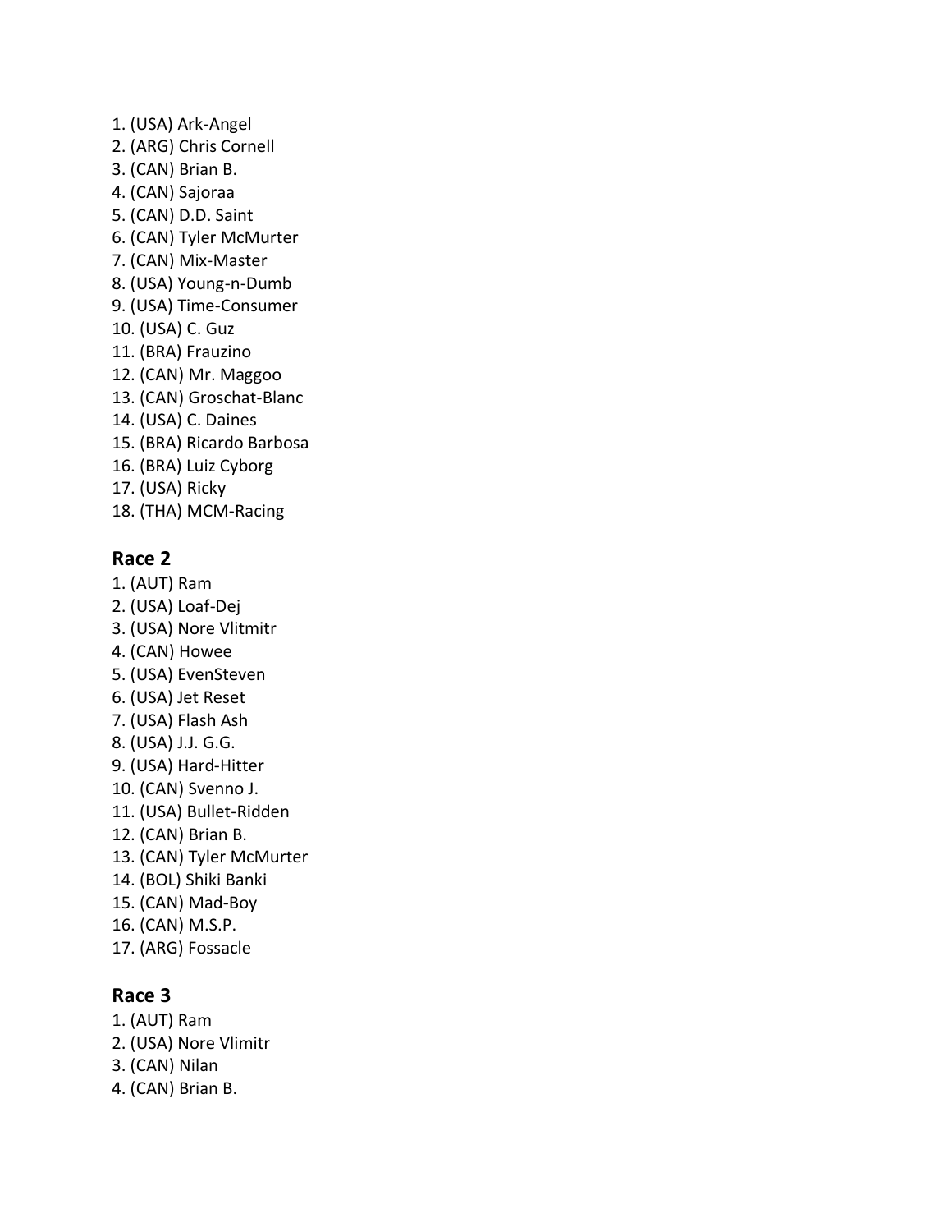1. (USA) Ark-Angel
2. (ARG) Chris Cornell
3. (CAN) Brian B.
4. (CAN) Sajoraa
5. (CAN) D.D. Saint
6. (CAN) Tyler McMurter
7. (CAN) Mix-Master
8. (USA) Young-n-Dumb
9. (USA) Time-Consumer
10. (USA) C. Guz
11. (BRA) Frauzino
12. (CAN) Mr. Maggoo
13. (CAN) Groschat-Blanc
14. (USA) C. Daines
15. (BRA) Ricardo Barbosa
16. (BRA) Luiz Cyborg
17. (USA) Ricky
18. (THA) MCM-Racing

## Race 2

1. (AUT) Ram
2. (USA) Loaf-Dej
3. (USA) Nore Vlitmitr
4. (CAN) Howee
5. (USA) EvenSteven
6. (USA) Jet Reset
7. (USA) Flash Ash
8. (USA) J.J. G.G.
9. (USA) Hard-Hitter
10. (CAN) Svenno J.
11. (USA) Bullet-Ridden
12. (CAN) Brian B.
13. (CAN) Tyler McMurter
14. (BOL) Shiki Banki
15. (CAN) Mad-Boy
16. (CAN) M.S.P.
17. (ARG) Fossacle

## Race 3

1. (AUT) Ram
2. (USA) Nore Vlimitr
3. (CAN) Nilan
4. (CAN) Brian B.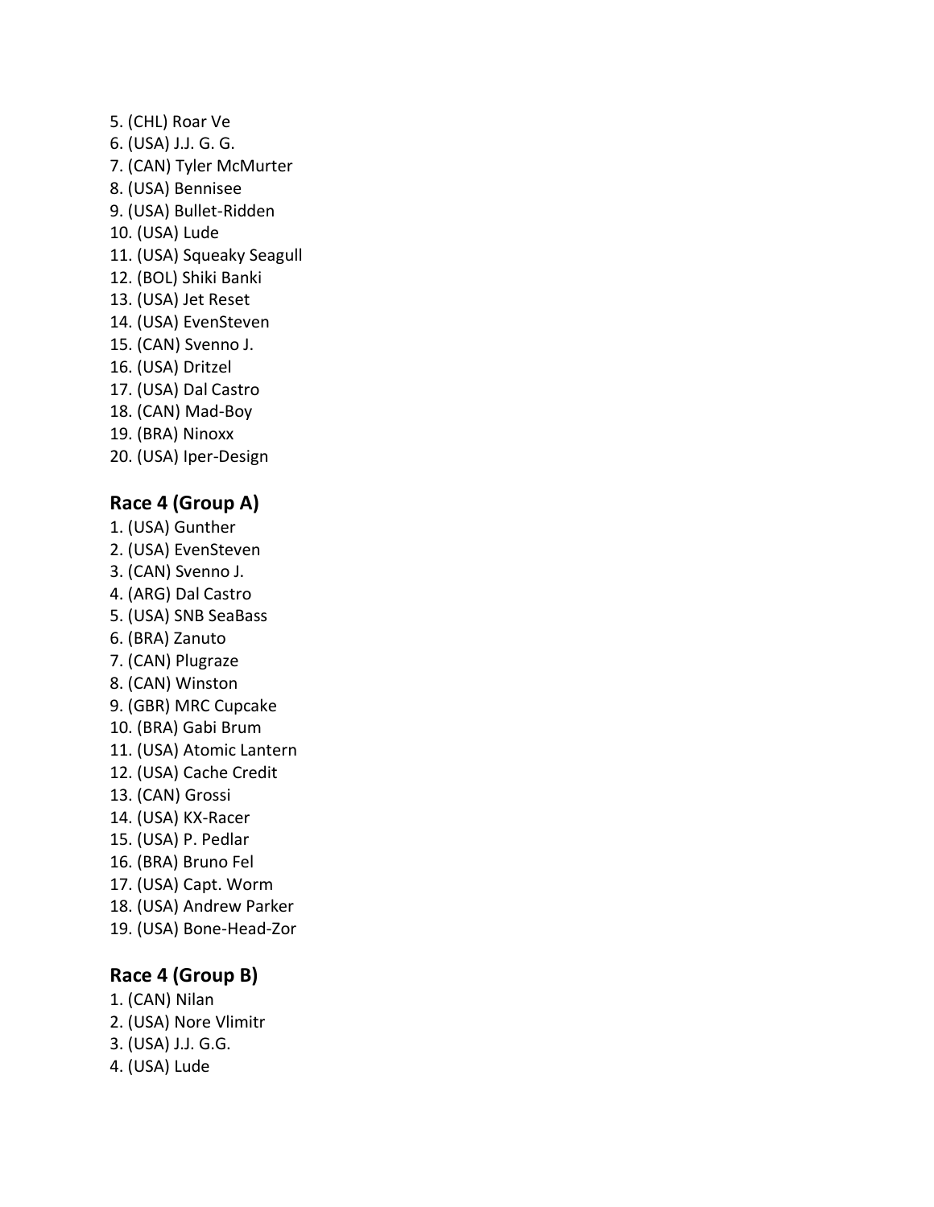5. (CHL) Roar Ve
6. (USA) J.J. G. G.
7. (CAN) Tyler McMurter
8. (USA) Bennisee
9. (USA) Bullet-Ridden
10. (USA) Lude
11. (USA) Squeaky Seagull
12. (BOL) Shiki Banki
13. (USA) Jet Reset
14. (USA) EvenSteven
15. (CAN) Svenno J.
16. (USA) Dritzel
17. (USA) Dal Castro
18. (CAN) Mad-Boy
19. (BRA) Ninoxx
20. (USA) Iper-Design

## Race 4 (Group A)

1. (USA) Gunther
2. (USA) EvenSteven
3. (CAN) Svenno J.
4. (ARG) Dal Castro
5. (USA) SNB SeaBass
6. (BRA) Zanuto
7. (CAN) Plugraze
8. (CAN) Winston
9. (GBR) MRC Cupcake
10. (BRA) Gabi Brum
11. (USA) Atomic Lantern
12. (USA) Cache Credit
13. (CAN) Grossi
14. (USA) KX-Racer
15. (USA) P. Pedlar
16. (BRA) Bruno Fel
17. (USA) Capt. Worm
18. (USA) Andrew Parker
19. (USA) Bone-Head-Zor

## Race 4 (Group B)

1. (CAN) Nilan
2. (USA) Nore Vlimitr
3. (USA) J.J. G.G.
4. (USA) Lude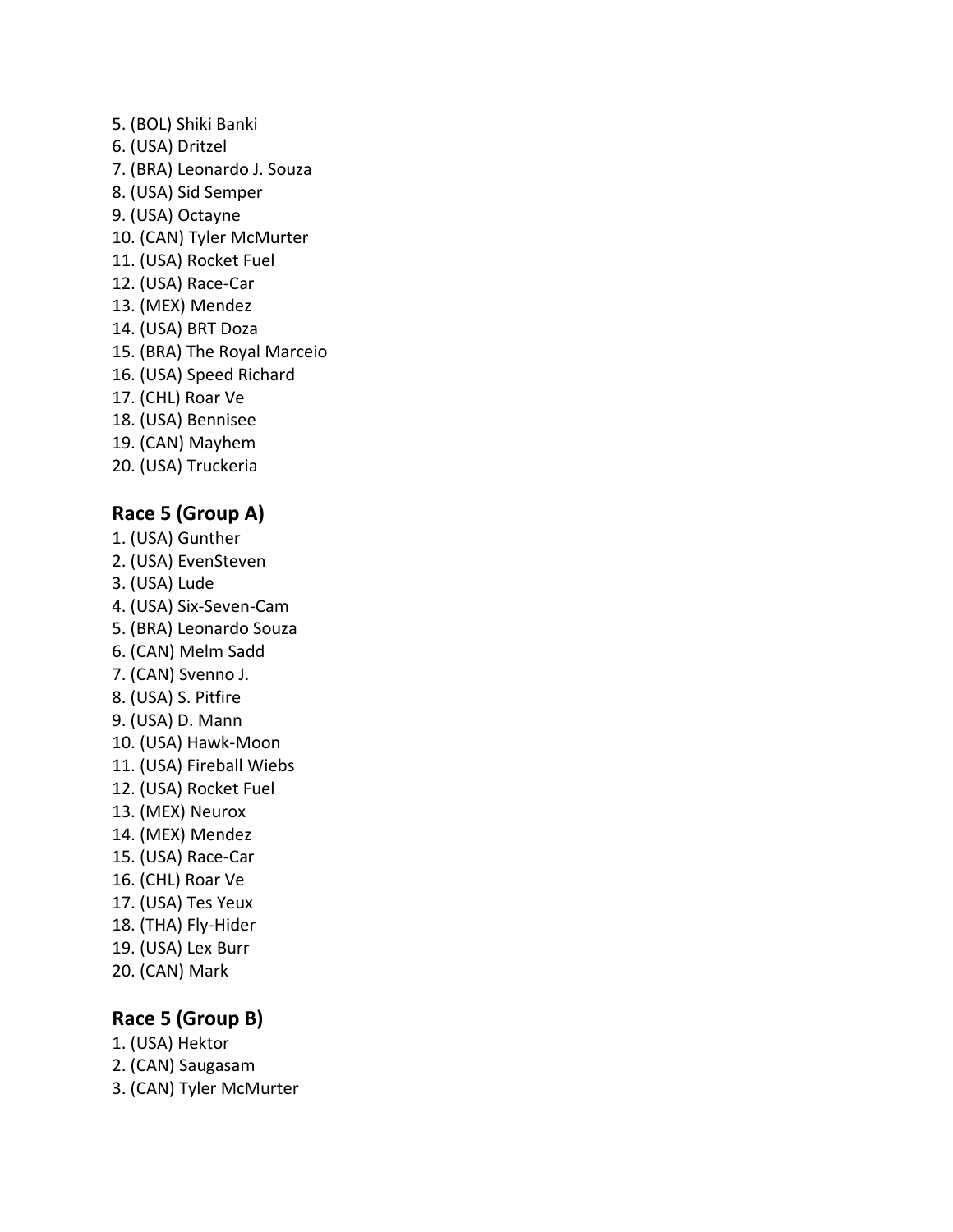5. (BOL) Shiki Banki
6. (USA) Dritzel
7. (BRA) Leonardo J. Souza
8. (USA) Sid Semper
9. (USA) Octayne
10. (CAN) Tyler McMurter
11. (USA) Rocket Fuel
12. (USA) Race-Car
13. (MEX) Mendez
14. (USA) BRT Doza
15. (BRA) The Royal Marceio
16. (USA) Speed Richard
17. (CHL) Roar Ve
18. (USA) Bennisee
19. (CAN) Mayhem
20. (USA) Truckeria

### Race 5 (Group A)

1. (USA) Gunther
2. (USA) EvenSteven
3. (USA) Lude
4. (USA) Six-Seven-Cam
5. (BRA) Leonardo Souza
6. (CAN) Melm Sadd
7. (CAN) Svenno J.
8. (USA) S. Pitfire
9. (USA) D. Mann
10. (USA) Hawk-Moon
11. (USA) Fireball Wiebs
12. (USA) Rocket Fuel
13. (MEX) Neurox
14. (MEX) Mendez
15. (USA) Race-Car
16. (CHL) Roar Ve
17. (USA) Tes Yeux
18. (THA) Fly-Hider
19. (USA) Lex Burr
20. (CAN) Mark

### Race 5 (Group B)

1. (USA) Hektor
2. (CAN) Saugasam
3. (CAN) Tyler McMurter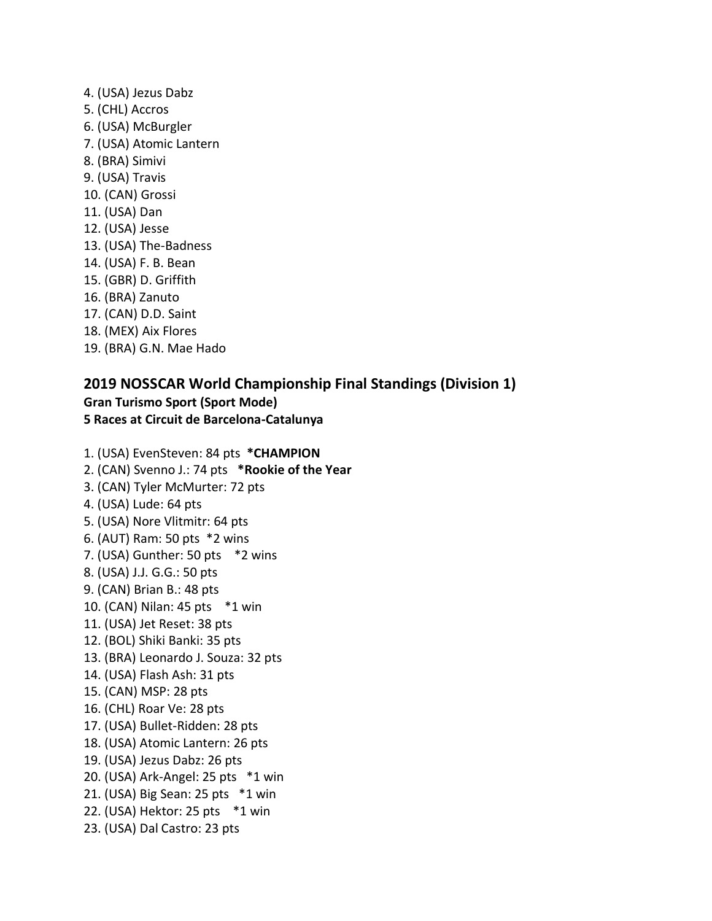4. (USA) Jezus Dabz
5. (CHL) Accros
6. (USA) McBurgler
7. (USA) Atomic Lantern
8. (BRA) Simivi
9. (USA) Travis
10. (CAN) Grossi
11. (USA) Dan
12. (USA) Jesse
13. (USA) The-Badness
14. (USA) F. B. Bean
15. (GBR) D. Griffith
16. (BRA) Zanuto
17. (CAN) D.D. Saint
18. (MEX) Aix Flores
19. (BRA) G.N. Mae Hado

## 2019 NOSSCAR World Championship Final Standings (Division 1)

**Gran Turismo Sport (Sport Mode)**
**5 Races at Circuit de Barcelona-Catalunya**

1. (USA) EvenSteven: 84 pts **\*CHAMPION**
2. (CAN) Svenno J.: 74 pts **\*Rookie of the Year**
3. (CAN) Tyler McMurter: 72 pts
4. (USA) Lude: 64 pts
5. (USA) Nore Vlitmitr: 64 pts
6. (AUT) Ram: 50 pts *2 wins
7. (USA) Gunther: 50 pts *2 wins
8. (USA) J.J. G.G.: 50 pts
9. (CAN) Brian B.: 48 pts
10. (CAN) Nilan: 45 pts *1 win
11. (USA) Jet Reset: 38 pts
12. (BOL) Shiki Banki: 35 pts
13. (BRA) Leonardo J. Souza: 32 pts
14. (USA) Flash Ash: 31 pts
15. (CAN) MSP: 28 pts
16. (CHL) Roar Ve: 28 pts
17. (USA) Bullet-Ridden: 28 pts
18. (USA) Atomic Lantern: 26 pts
19. (USA) Jezus Dabz: 26 pts
20. (USA) Ark-Angel: 25 pts *1 win
21. (USA) Big Sean: 25 pts *1 win
22. (USA) Hektor: 25 pts *1 win
23. (USA) Dal Castro: 23 pts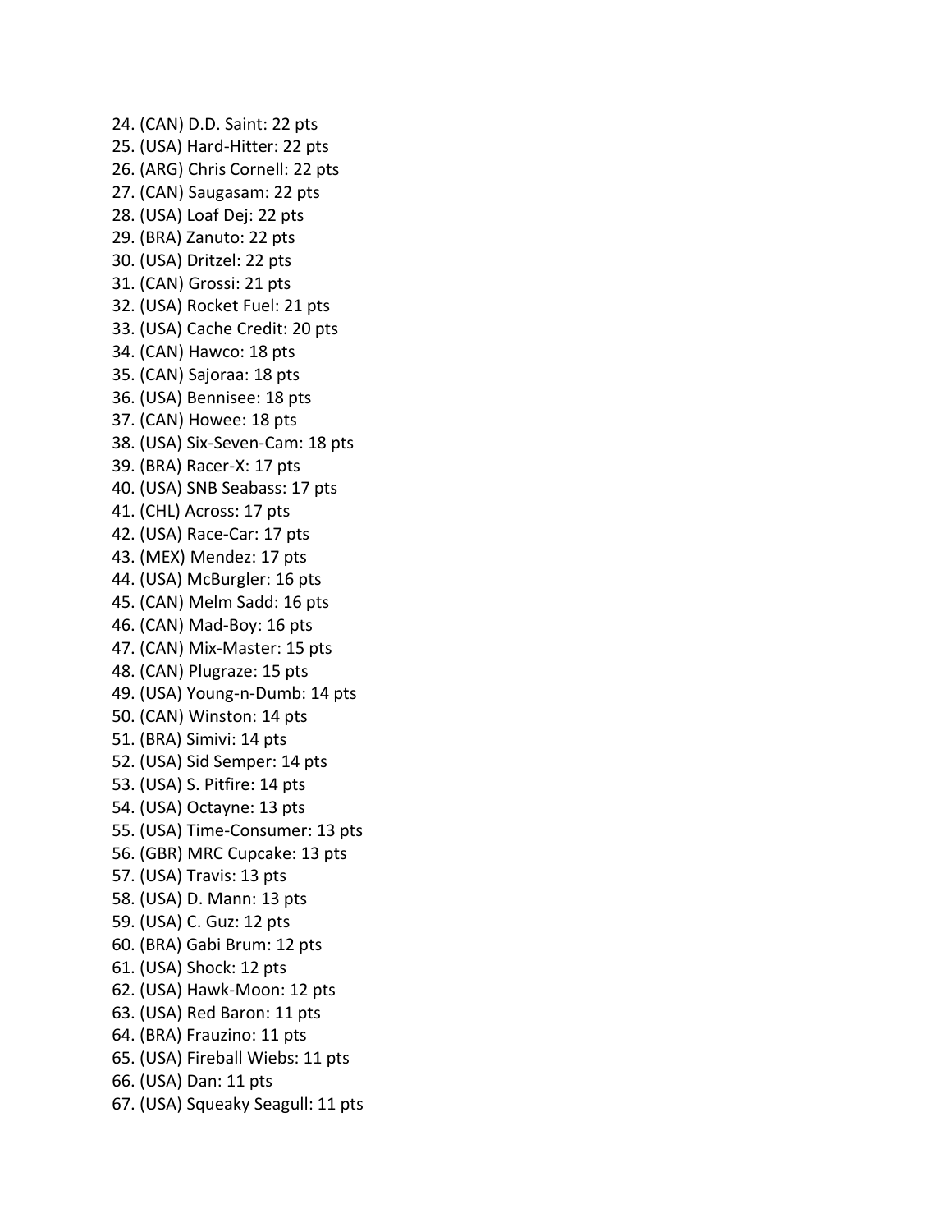24. (CAN) D.D. Saint: 22 pts
25. (USA) Hard-Hitter: 22 pts
26. (ARG) Chris Cornell: 22 pts
27. (CAN) Saugasam: 22 pts
28. (USA) Loaf Dej: 22 pts
29. (BRA) Zanuto: 22 pts
30. (USA) Dritzel: 22 pts
31. (CAN) Grossi: 21 pts
32. (USA) Rocket Fuel: 21 pts
33. (USA) Cache Credit: 20 pts
34. (CAN) Hawco: 18 pts
35. (CAN) Sajoraa: 18 pts
36. (USA) Bennisee: 18 pts
37. (CAN) Howee: 18 pts
38. (USA) Six-Seven-Cam: 18 pts
39. (BRA) Racer-X: 17 pts
40. (USA) SNB Seabass: 17 pts
41. (CHL) Across: 17 pts
42. (USA) Race-Car: 17 pts
43. (MEX) Mendez: 17 pts
44. (USA) McBurgler: 16 pts
45. (CAN) Melm Sadd: 16 pts
46. (CAN) Mad-Boy: 16 pts
47. (CAN) Mix-Master: 15 pts
48. (CAN) Plugraze: 15 pts
49. (USA) Young-n-Dumb: 14 pts
50. (CAN) Winston: 14 pts
51. (BRA) Simivi: 14 pts
52. (USA) Sid Semper: 14 pts
53. (USA) S. Pitfire: 14 pts
54. (USA) Octayne: 13 pts
55. (USA) Time-Consumer: 13 pts
56. (GBR) MRC Cupcake: 13 pts
57. (USA) Travis: 13 pts
58. (USA) D. Mann: 13 pts
59. (USA) C. Guz: 12 pts
60. (BRA) Gabi Brum: 12 pts
61. (USA) Shock: 12 pts
62. (USA) Hawk-Moon: 12 pts
63. (USA) Red Baron: 11 pts
64. (BRA) Frauzino: 11 pts
65. (USA) Fireball Wiebs: 11 pts
66. (USA) Dan: 11 pts
67. (USA) Squeaky Seagull: 11 pts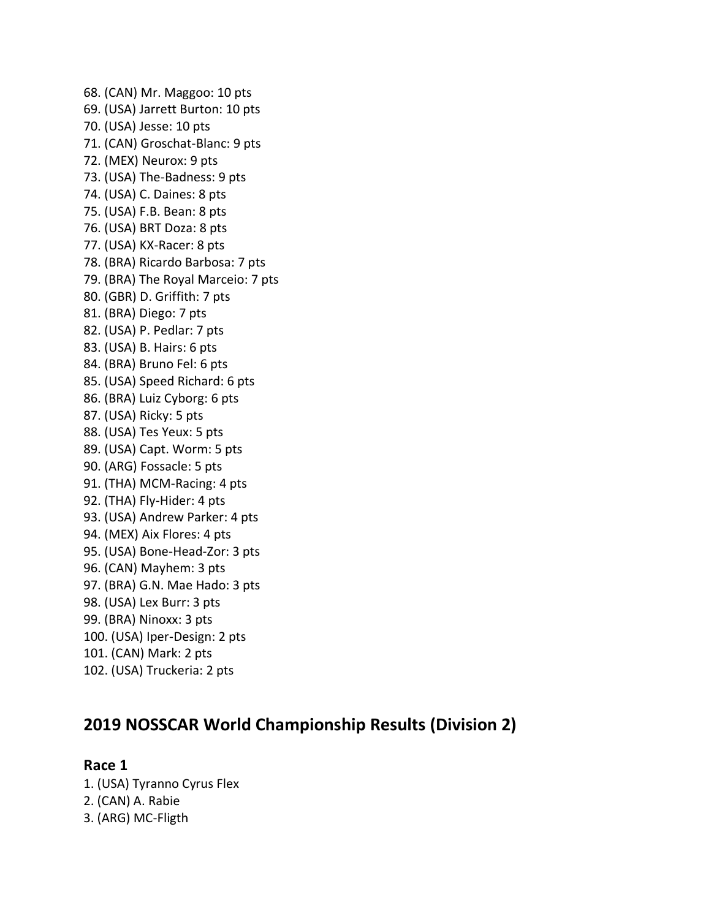68. (CAN) Mr. Maggoo: 10 pts
69. (USA) Jarrett Burton: 10 pts
70. (USA) Jesse: 10 pts
71. (CAN) Groschat-Blanc: 9 pts
72. (MEX) Neurox: 9 pts
73. (USA) The-Badness: 9 pts
74. (USA) C. Daines: 8 pts
75. (USA) F.B. Bean: 8 pts
76. (USA) BRT Doza: 8 pts
77. (USA) KX-Racer: 8 pts
78. (BRA) Ricardo Barbosa: 7 pts
79. (BRA) The Royal Marceio: 7 pts
80. (GBR) D. Griffith: 7 pts
81. (BRA) Diego: 7 pts
82. (USA) P. Pedlar: 7 pts
83. (USA) B. Hairs: 6 pts
84. (BRA) Bruno Fel: 6 pts
85. (USA) Speed Richard: 6 pts
86. (BRA) Luiz Cyborg: 6 pts
87. (USA) Ricky: 5 pts
88. (USA) Tes Yeux: 5 pts
89. (USA) Capt. Worm: 5 pts
90. (ARG) Fossacle: 5 pts
91. (THA) MCM-Racing: 4 pts
92. (THA) Fly-Hider: 4 pts
93. (USA) Andrew Parker: 4 pts
94. (MEX) Aix Flores: 4 pts
95. (USA) Bone-Head-Zor: 3 pts
96. (CAN) Mayhem: 3 pts
97. (BRA) G.N. Mae Hado: 3 pts
98. (USA) Lex Burr: 3 pts
99. (BRA) Ninoxx: 3 pts
100. (USA) Iper-Design: 2 pts
101. (CAN) Mark: 2 pts
102. (USA) Truckeria: 2 pts

## 2019 NOSSCAR World Championship Results (Division 2)

### Race 1

1. (USA) Tyranno Cyrus Flex
2. (CAN) A. Rabie
3. (ARG) MC-Fligth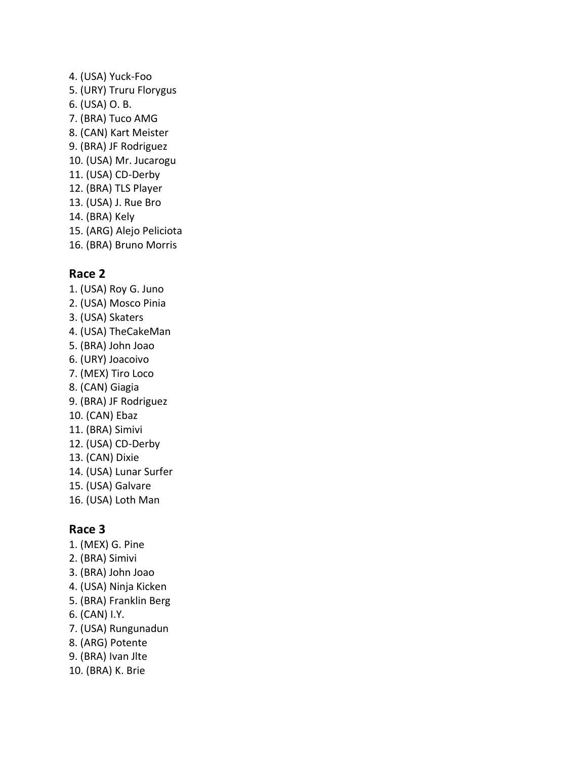4. (USA) Yuck-Foo
5. (URY) Truru Florygus
6. (USA) O. B.
7. (BRA) Tuco AMG
8. (CAN) Kart Meister
9. (BRA) JF Rodriguez
10. (USA) Mr. Jucarogu
11. (USA) CD-Derby
12. (BRA) TLS Player
13. (USA) J. Rue Bro
14. (BRA) Kely
15. (ARG) Alejo Peliciota
16. (BRA) Bruno Morris

### Race 2

1. (USA) Roy G. Juno
2. (USA) Mosco Pinia
3. (USA) Skaters
4. (USA) TheCakeMan
5. (BRA) John Joao
6. (URY) Joacoivo
7. (MEX) Tiro Loco
8. (CAN) Giagia
9. (BRA) JF Rodriguez
10. (CAN) Ebaz
11. (BRA) Simivi
12. (USA) CD-Derby
13. (CAN) Dixie
14. (USA) Lunar Surfer
15. (USA) Galvare
16. (USA) Loth Man

### Race 3

1. (MEX) G. Pine
2. (BRA) Simivi
3. (BRA) John Joao
4. (USA) Ninja Kicken
5. (BRA) Franklin Berg
6. (CAN) I.Y.
7. (USA) Rungunadun
8. (ARG) Potente
9. (BRA) Ivan Jlte
10. (BRA) K. Brie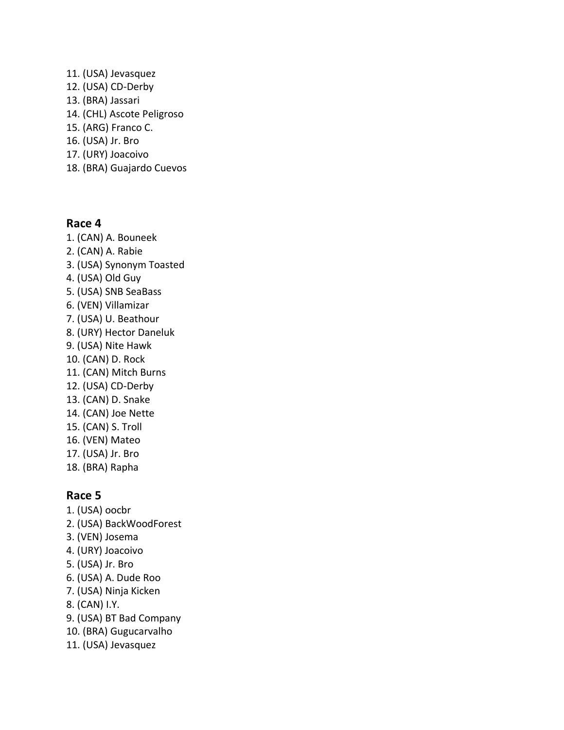11. (USA) Jevasquez
12. (USA) CD-Derby
13. (BRA) Jassari
14. (CHL) Ascote Peligroso
15. (ARG) Franco C.
16. (USA) Jr. Bro
17. (URY) Joacoivo
18. (BRA) Guajardo Cuevos

## Race 4

1. (CAN) A. Bouneek
2. (CAN) A. Rabie
3. (USA) Synonym Toasted
4. (USA) Old Guy
5. (USA) SNB SeaBass
6. (VEN) Villamizar
7. (USA) U. Beathour
8. (URY) Hector Daneluk
9. (USA) Nite Hawk
10. (CAN) D. Rock
11. (CAN) Mitch Burns
12. (USA) CD-Derby
13. (CAN) D. Snake
14. (CAN) Joe Nette
15. (CAN) S. Troll
16. (VEN) Mateo
17. (USA) Jr. Bro
18. (BRA) Rapha

## Race 5

1. (USA) oocbr
2. (USA) BackWoodForest
3. (VEN) Josema
4. (URY) Joacoivo
5. (USA) Jr. Bro
6. (USA) A. Dude Roo
7. (USA) Ninja Kicken
8. (CAN) I.Y.
9. (USA) BT Bad Company
10. (BRA) Gugucarvalho
11. (USA) Jevasquez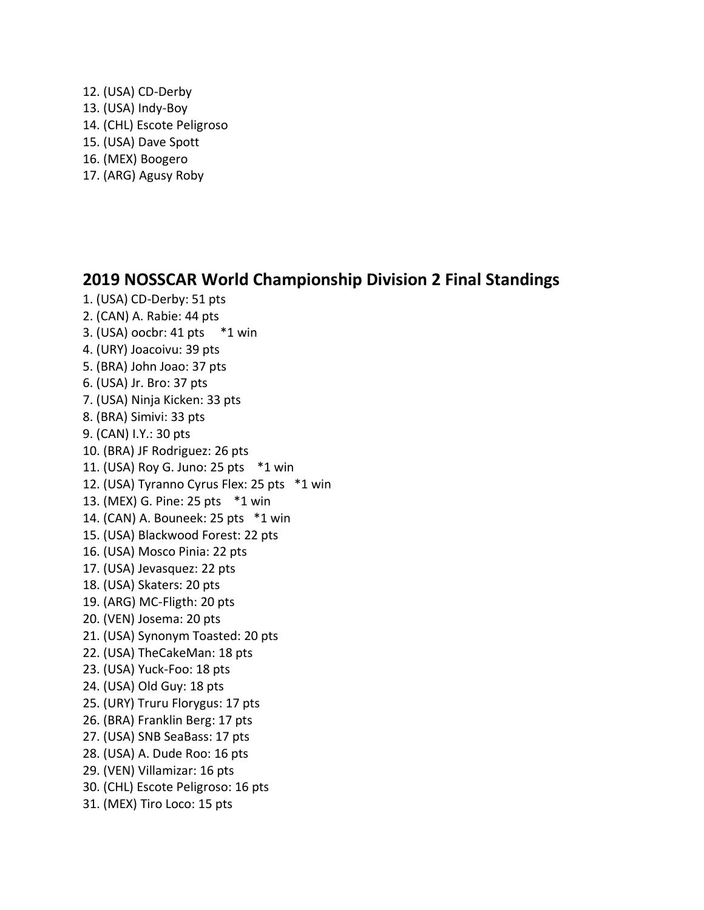12. (USA) CD-Derby
13. (USA) Indy-Boy
14. (CHL) Escote Peligroso
15. (USA) Dave Spott
16. (MEX) Boogero
17. (ARG) Agusy Roby

## 2019 NOSSCAR World Championship Division 2 Final Standings

1. (USA) CD-Derby: 51 pts
2. (CAN) A. Rabie: 44 pts
3. (USA) oocbr: 41 pts *1 win
4. (URY) Joacoivu: 39 pts
5. (BRA) John Joao: 37 pts
6. (USA) Jr. Bro: 37 pts
7. (USA) Ninja Kicken: 33 pts
8. (BRA) Simivi: 33 pts
9. (CAN) I.Y.: 30 pts
10. (BRA) JF Rodriguez: 26 pts
11. (USA) Roy G. Juno: 25 pts *1 win
12. (USA) Tyranno Cyrus Flex: 25 pts *1 win
13. (MEX) G. Pine: 25 pts *1 win
14. (CAN) A. Bouneek: 25 pts *1 win
15. (USA) Blackwood Forest: 22 pts
16. (USA) Mosco Pinia: 22 pts
17. (USA) Jevasquez: 22 pts
18. (USA) Skaters: 20 pts
19. (ARG) MC-Fligth: 20 pts
20. (VEN) Josema: 20 pts
21. (USA) Synonym Toasted: 20 pts
22. (USA) TheCakeMan: 18 pts
23. (USA) Yuck-Foo: 18 pts
24. (USA) Old Guy: 18 pts
25. (URY) Truru Florygus: 17 pts
26. (BRA) Franklin Berg: 17 pts
27. (USA) SNB SeaBass: 17 pts
28. (USA) A. Dude Roo: 16 pts
29. (VEN) Villamizar: 16 pts
30. (CHL) Escote Peligroso: 16 pts
31. (MEX) Tiro Loco: 15 pts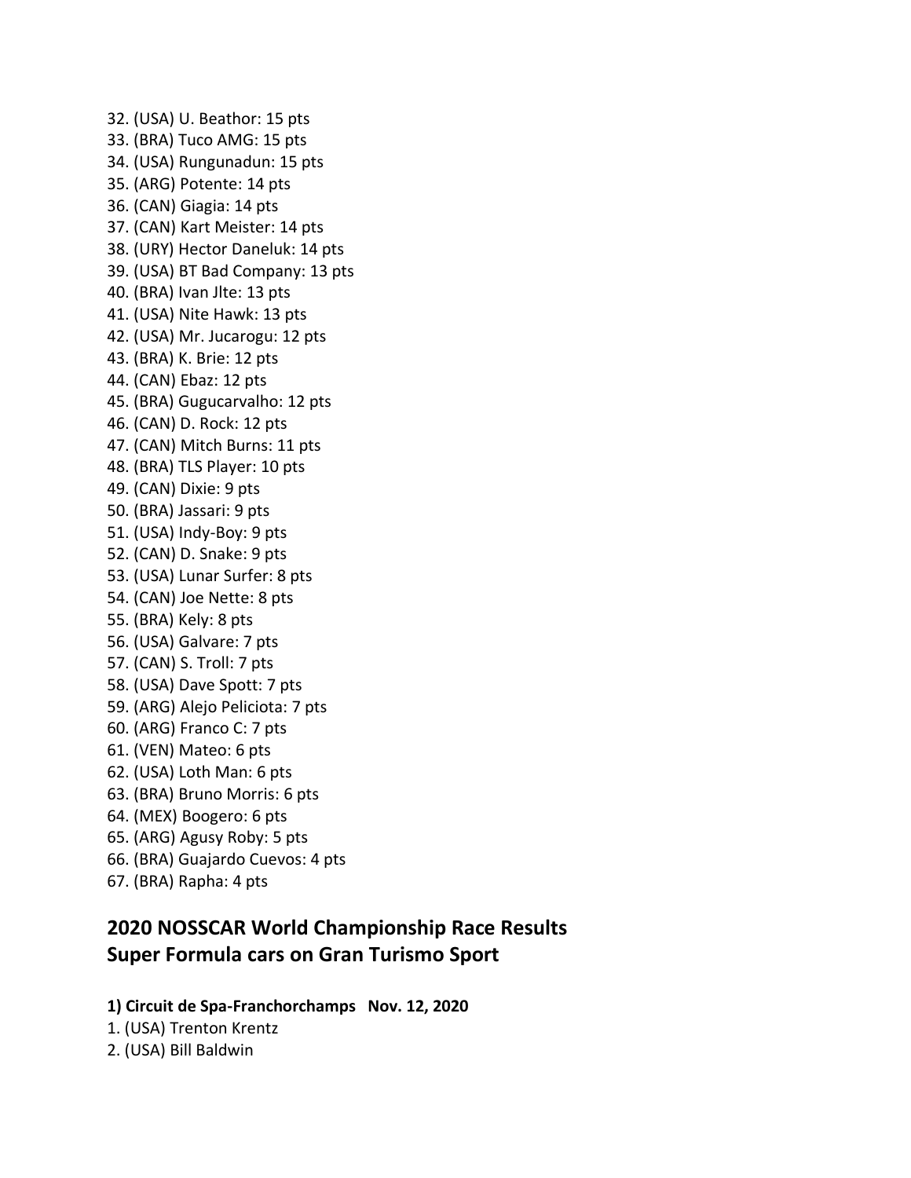32. (USA) U. Beathor: 15 pts
33. (BRA) Tuco AMG: 15 pts
34. (USA) Rungunadun: 15 pts
35. (ARG) Potente: 14 pts
36. (CAN) Giagia: 14 pts
37. (CAN) Kart Meister: 14 pts
38. (URY) Hector Daneluk: 14 pts
39. (USA) BT Bad Company: 13 pts
40. (BRA) Ivan Jlte: 13 pts
41. (USA) Nite Hawk: 13 pts
42. (USA) Mr. Jucarogu: 12 pts
43. (BRA) K. Brie: 12 pts
44. (CAN) Ebaz: 12 pts
45. (BRA) Gugucarvalho: 12 pts
46. (CAN) D. Rock: 12 pts
47. (CAN) Mitch Burns: 11 pts
48. (BRA) TLS Player: 10 pts
49. (CAN) Dixie: 9 pts
50. (BRA) Jassari: 9 pts
51. (USA) Indy-Boy: 9 pts
52. (CAN) D. Snake: 9 pts
53. (USA) Lunar Surfer: 8 pts
54. (CAN) Joe Nette: 8 pts
55. (BRA) Kely: 8 pts
56. (USA) Galvare: 7 pts
57. (CAN) S. Troll: 7 pts
58. (USA) Dave Spott: 7 pts
59. (ARG) Alejo Peliciota: 7 pts
60. (ARG) Franco C: 7 pts
61. (VEN) Mateo: 6 pts
62. (USA) Loth Man: 6 pts
63. (BRA) Bruno Morris: 6 pts
64. (MEX) Boogero: 6 pts
65. (ARG) Agusy Roby: 5 pts
66. (BRA) Guajardo Cuevos: 4 pts
67. (BRA) Rapha: 4 pts

## 2020 NOSSCAR World Championship Race Results
## Super Formula cars on Gran Turismo Sport

**1) Circuit de Spa-Franchorchamps   Nov. 12, 2020**

1. (USA) Trenton Krentz
2. (USA) Bill Baldwin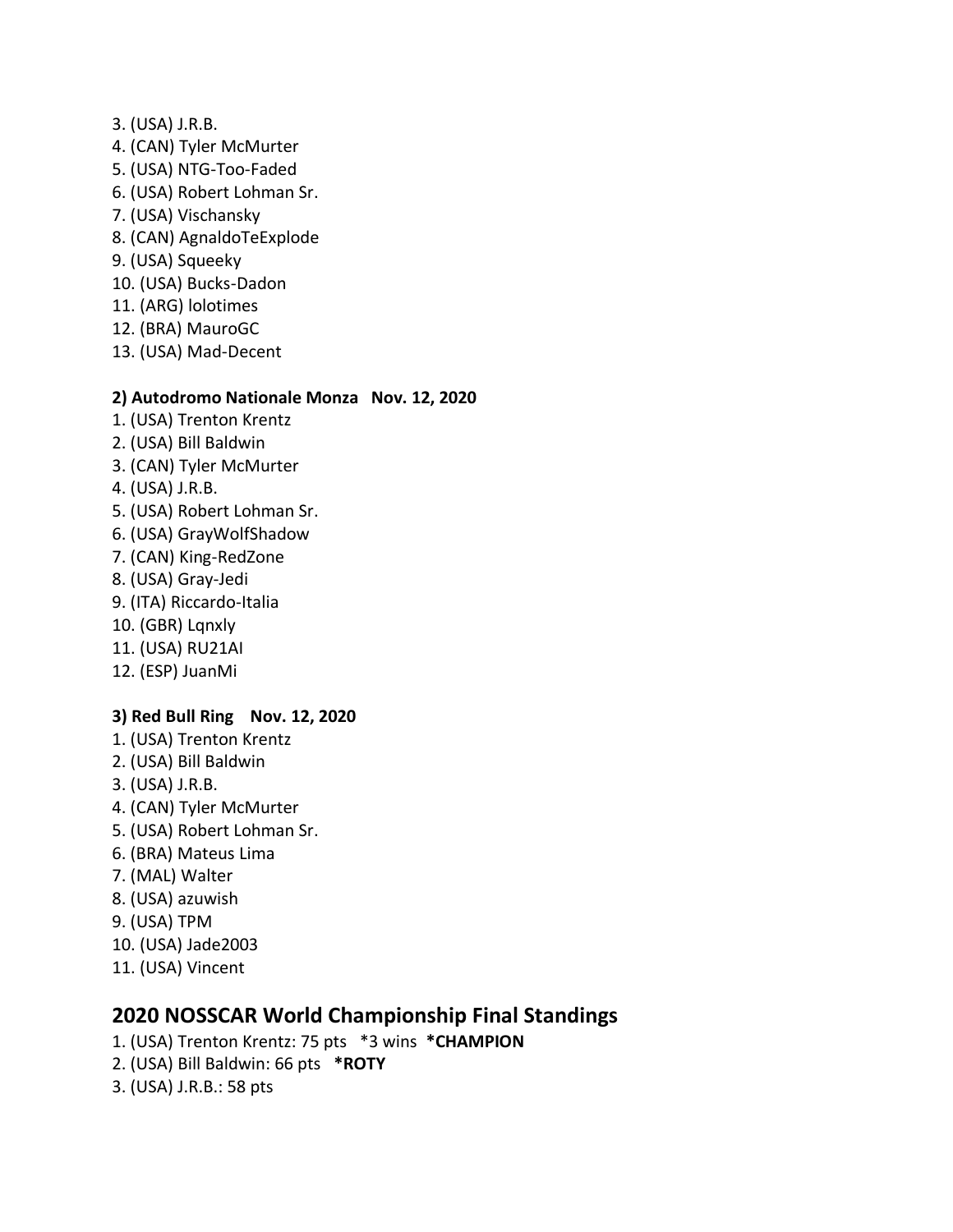3. (USA) J.R.B.
4. (CAN) Tyler McMurter
5. (USA) NTG-Too-Faded
6. (USA) Robert Lohman Sr.
7. (USA) Vischansky
8. (CAN) AgnaldoTeExplode
9. (USA) Squeeky
10. (USA) Bucks-Dadon
11. (ARG) lolotimes
12. (BRA) MauroGC
13. (USA) Mad-Decent

**2) Autodromo Nationale Monza   Nov. 12, 2020**

1. (USA) Trenton Krentz
2. (USA) Bill Baldwin
3. (CAN) Tyler McMurter
4. (USA) J.R.B.
5. (USA) Robert Lohman Sr.
6. (USA) GrayWolfShadow
7. (CAN) King-RedZone
8. (USA) Gray-Jedi
9. (ITA) Riccardo-Italia
10. (GBR) Lqnxly
11. (USA) RU21AI
12. (ESP) JuanMi

**3) Red Bull Ring   Nov. 12, 2020**

1. (USA) Trenton Krentz
2. (USA) Bill Baldwin
3. (USA) J.R.B.
4. (CAN) Tyler McMurter
5. (USA) Robert Lohman Sr.
6. (BRA) Mateus Lima
7. (MAL) Walter
8. (USA) azuwish
9. (USA) TPM
10. (USA) Jade2003
11. (USA) Vincent

## 2020 NOSSCAR World Championship Final Standings

1. (USA) Trenton Krentz: 75 pts   *3 wins  ***CHAMPION**
2. (USA) Bill Baldwin: 66 pts   ***ROTY**
3. (USA) J.R.B.: 58 pts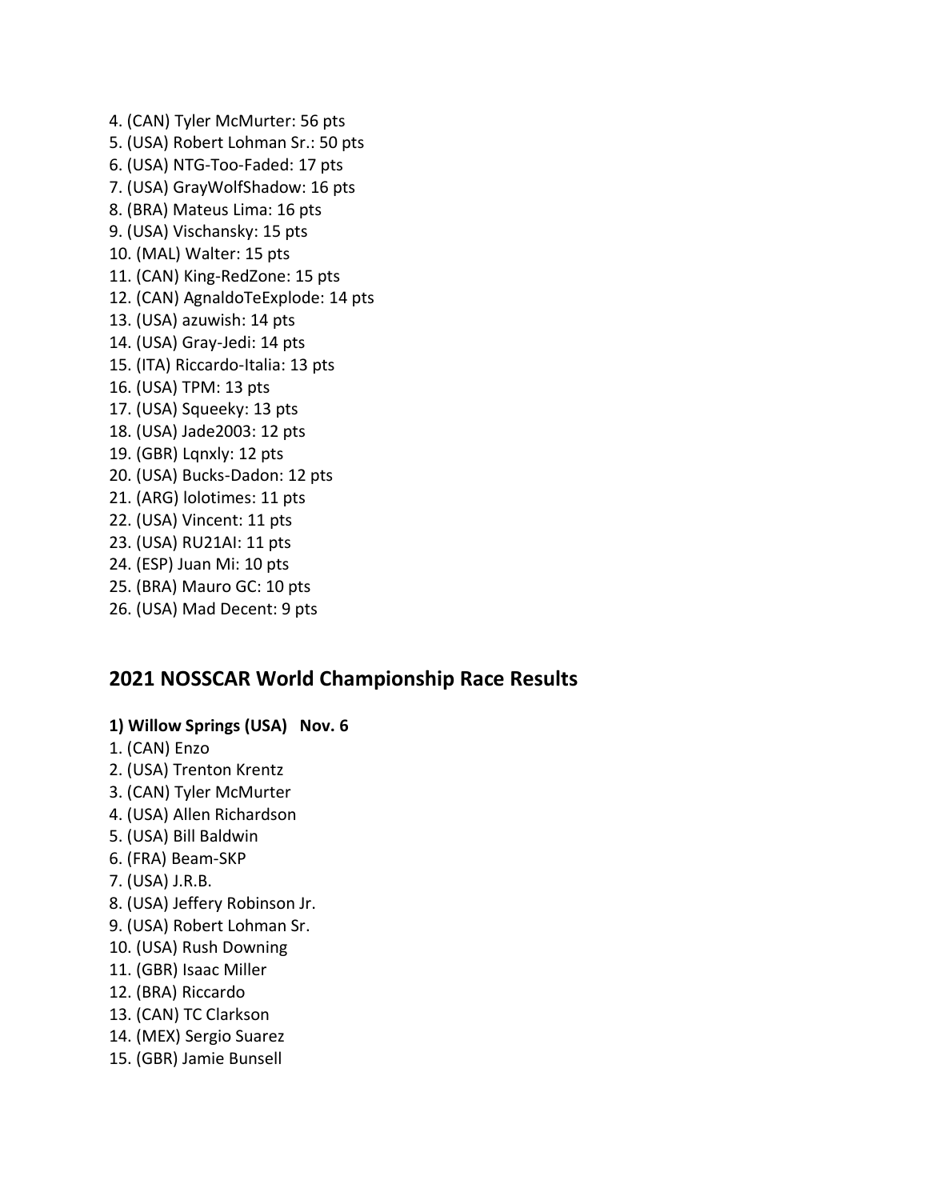4. (CAN) Tyler McMurter: 56 pts
5. (USA) Robert Lohman Sr.: 50 pts
6. (USA) NTG-Too-Faded: 17 pts
7. (USA) GrayWolfShadow: 16 pts
8. (BRA) Mateus Lima: 16 pts
9. (USA) Vischansky: 15 pts
10. (MAL) Walter: 15 pts
11. (CAN) King-RedZone: 15 pts
12. (CAN) AgnaldoTeExplode: 14 pts
13. (USA) azuwish: 14 pts
14. (USA) Gray-Jedi: 14 pts
15. (ITA) Riccardo-Italia: 13 pts
16. (USA) TPM: 13 pts
17. (USA) Squeeky: 13 pts
18. (USA) Jade2003: 12 pts
19. (GBR) Lqnxly: 12 pts
20. (USA) Bucks-Dadon: 12 pts
21. (ARG) lolotimes: 11 pts
22. (USA) Vincent: 11 pts
23. (USA) RU21AI: 11 pts
24. (ESP) Juan Mi: 10 pts
25. (BRA) Mauro GC: 10 pts
26. (USA) Mad Decent: 9 pts

## 2021 NOSSCAR World Championship Race Results

**1) Willow Springs (USA)   Nov. 6**

1. (CAN) Enzo
2. (USA) Trenton Krentz
3. (CAN) Tyler McMurter
4. (USA) Allen Richardson
5. (USA) Bill Baldwin
6. (FRA) Beam-SKP
7. (USA) J.R.B.
8. (USA) Jeffery Robinson Jr.
9. (USA) Robert Lohman Sr.
10. (USA) Rush Downing
11. (GBR) Isaac Miller
12. (BRA) Riccardo
13. (CAN) TC Clarkson
14. (MEX) Sergio Suarez
15. (GBR) Jamie Bunsell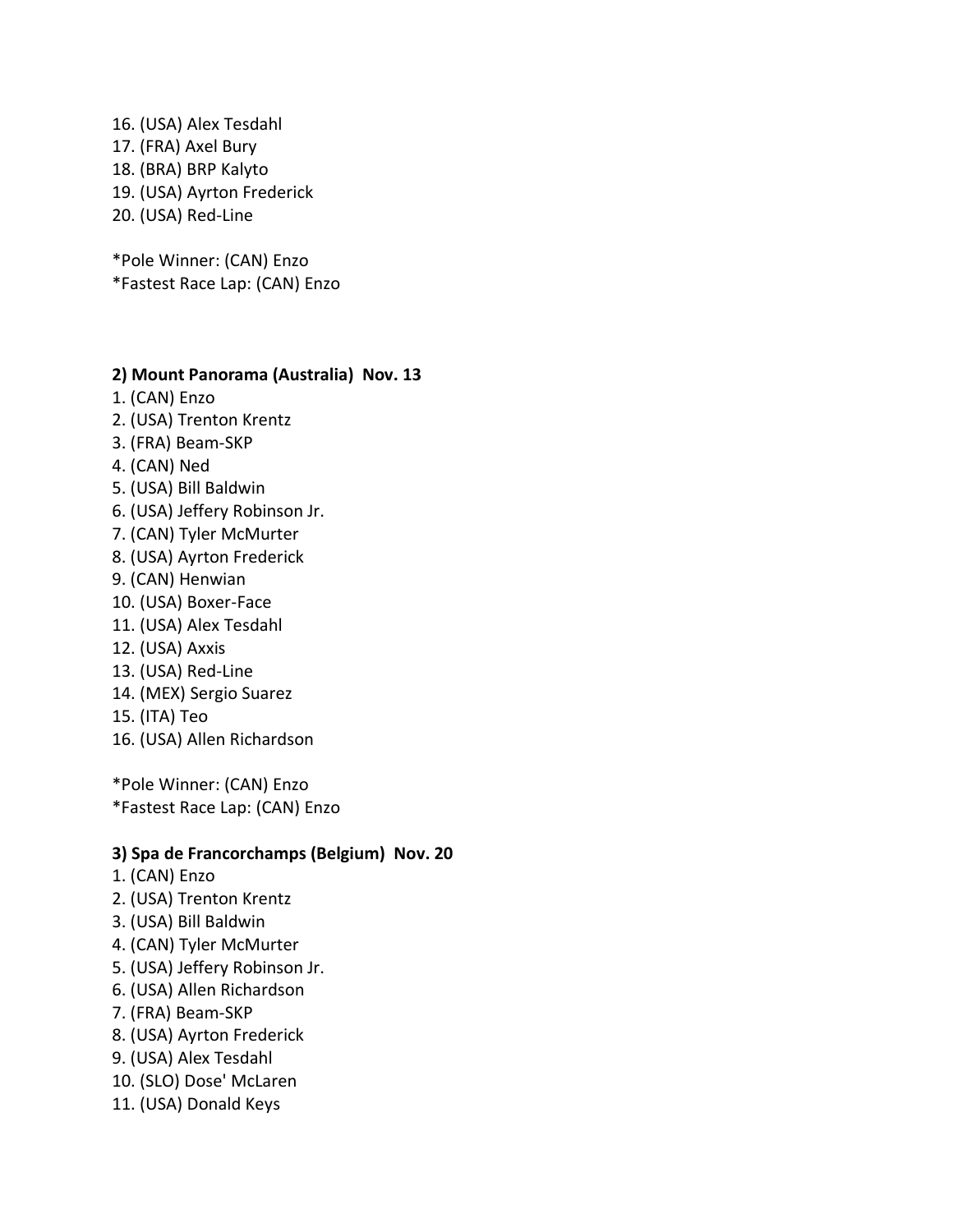16. (USA) Alex Tesdahl
17. (FRA) Axel Bury
18. (BRA) BRP Kalyto
19. (USA) Ayrton Frederick
20. (USA) Red-Line

*Pole Winner: (CAN) Enzo
*Fastest Race Lap: (CAN) Enzo

**2) Mount Panorama (Australia) Nov. 13**

1. (CAN) Enzo
2. (USA) Trenton Krentz
3. (FRA) Beam-SKP
4. (CAN) Ned
5. (USA) Bill Baldwin
6. (USA) Jeffery Robinson Jr.
7. (CAN) Tyler McMurter
8. (USA) Ayrton Frederick
9. (CAN) Henwian
10. (USA) Boxer-Face
11. (USA) Alex Tesdahl
12. (USA) Axxis
13. (USA) Red-Line
14. (MEX) Sergio Suarez
15. (ITA) Teo
16. (USA) Allen Richardson

*Pole Winner: (CAN) Enzo
*Fastest Race Lap: (CAN) Enzo

**3) Spa de Francorchamps (Belgium) Nov. 20**

1. (CAN) Enzo
2. (USA) Trenton Krentz
3. (USA) Bill Baldwin
4. (CAN) Tyler McMurter
5. (USA) Jeffery Robinson Jr.
6. (USA) Allen Richardson
7. (FRA) Beam-SKP
8. (USA) Ayrton Frederick
9. (USA) Alex Tesdahl
10. (SLO) Dose' McLaren
11. (USA) Donald Keys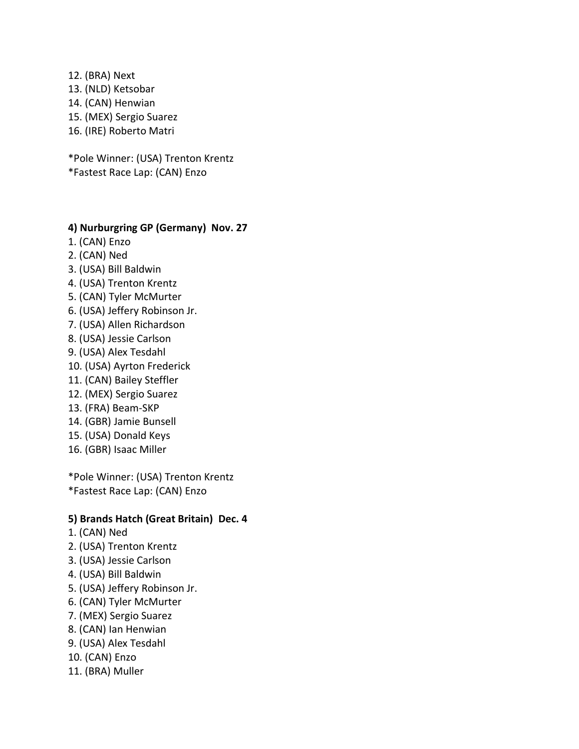12. (BRA) Next
13. (NLD) Ketsobar
14. (CAN) Henwian
15. (MEX) Sergio Suarez
16. (IRE) Roberto Matri

*Pole Winner: (USA) Trenton Krentz
*Fastest Race Lap: (CAN) Enzo

**4) Nurburgring GP (Germany)  Nov. 27**

1. (CAN) Enzo
2. (CAN) Ned
3. (USA) Bill Baldwin
4. (USA) Trenton Krentz
5. (CAN) Tyler McMurter
6. (USA) Jeffery Robinson Jr.
7. (USA) Allen Richardson
8. (USA) Jessie Carlson
9. (USA) Alex Tesdahl
10. (USA) Ayrton Frederick
11. (CAN) Bailey Steffler
12. (MEX) Sergio Suarez
13. (FRA) Beam-SKP
14. (GBR) Jamie Bunsell
15. (USA) Donald Keys
16. (GBR) Isaac Miller

*Pole Winner: (USA) Trenton Krentz
*Fastest Race Lap: (CAN) Enzo

**5) Brands Hatch (Great Britain)  Dec. 4**

1. (CAN) Ned
2. (USA) Trenton Krentz
3. (USA) Jessie Carlson
4. (USA) Bill Baldwin
5. (USA) Jeffery Robinson Jr.
6. (CAN) Tyler McMurter
7. (MEX) Sergio Suarez
8. (CAN) Ian Henwian
9. (USA) Alex Tesdahl
10. (CAN) Enzo
11. (BRA) Muller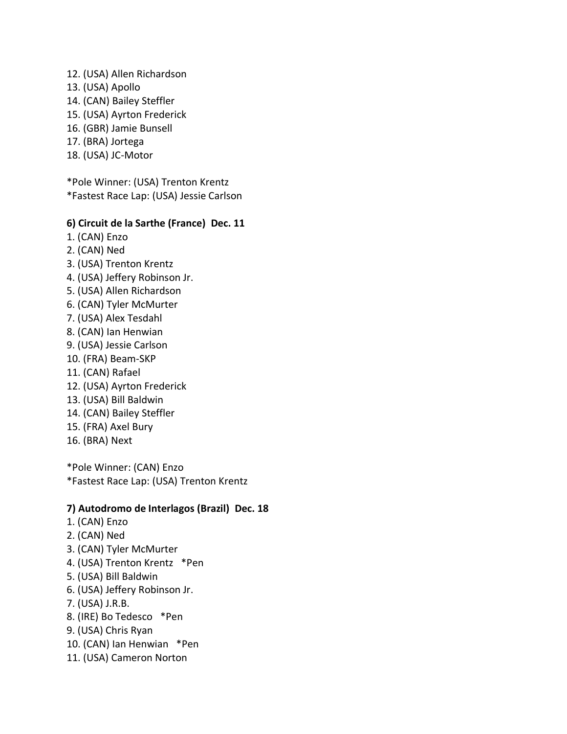12. (USA) Allen Richardson
13. (USA) Apollo
14. (CAN) Bailey Steffler
15. (USA) Ayrton Frederick
16. (GBR) Jamie Bunsell
17. (BRA) Jortega
18. (USA) JC-Motor

*Pole Winner: (USA) Trenton Krentz
*Fastest Race Lap: (USA) Jessie Carlson

**6) Circuit de la Sarthe (France)  Dec. 11**

1. (CAN) Enzo
2. (CAN) Ned
3. (USA) Trenton Krentz
4. (USA) Jeffery Robinson Jr.
5. (USA) Allen Richardson
6. (CAN) Tyler McMurter
7. (USA) Alex Tesdahl
8. (CAN) Ian Henwian
9. (USA) Jessie Carlson
10. (FRA) Beam-SKP
11. (CAN) Rafael
12. (USA) Ayrton Frederick
13. (USA) Bill Baldwin
14. (CAN) Bailey Steffler
15. (FRA) Axel Bury
16. (BRA) Next

*Pole Winner: (CAN) Enzo
*Fastest Race Lap: (USA) Trenton Krentz

**7) Autodromo de Interlagos (Brazil)  Dec. 18**

1. (CAN) Enzo
2. (CAN) Ned
3. (CAN) Tyler McMurter
4. (USA) Trenton Krentz   *Pen
5. (USA) Bill Baldwin
6. (USA) Jeffery Robinson Jr.
7. (USA) J.R.B.
8. (IRE) Bo Tedesco   *Pen
9. (USA) Chris Ryan
10. (CAN) Ian Henwian   *Pen
11. (USA) Cameron Norton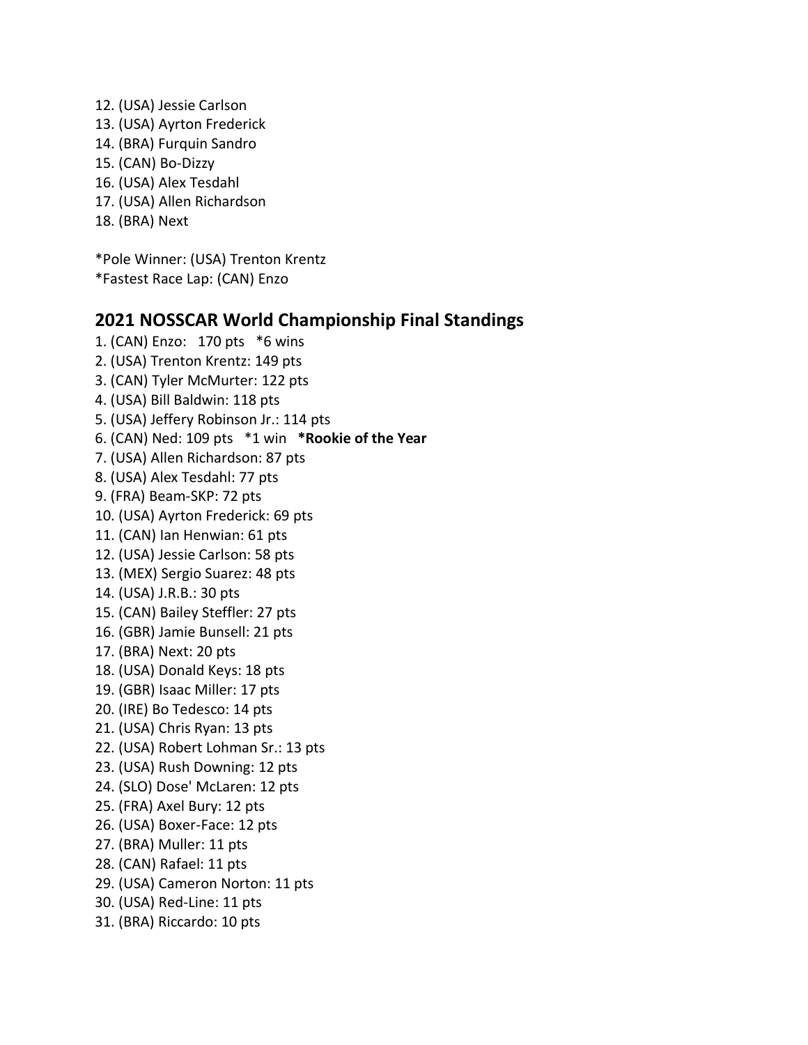12. (USA) Jessie Carlson
13. (USA) Ayrton Frederick
14. (BRA) Furquin Sandro
15. (CAN) Bo-Dizzy
16. (USA) Alex Tesdahl
17. (USA) Allen Richardson
18. (BRA) Next

*Pole Winner: (USA) Trenton Krentz
*Fastest Race Lap: (CAN) Enzo

## 2021 NOSSCAR World Championship Final Standings

1. (CAN) Enzo:   170 pts   *6 wins
2. (USA) Trenton Krentz: 149 pts
3. (CAN) Tyler McMurter: 122 pts
4. (USA) Bill Baldwin: 118 pts
5. (USA) Jeffery Robinson Jr.: 114 pts
6. (CAN) Ned: 109 pts   *1 win   **\*Rookie of the Year**
7. (USA) Allen Richardson: 87 pts
8. (USA) Alex Tesdahl: 77 pts
9. (FRA) Beam-SKP: 72 pts
10. (USA) Ayrton Frederick: 69 pts
11. (CAN) Ian Henwian: 61 pts
12. (USA) Jessie Carlson: 58 pts
13. (MEX) Sergio Suarez: 48 pts
14. (USA) J.R.B.: 30 pts
15. (CAN) Bailey Steffler: 27 pts
16. (GBR) Jamie Bunsell: 21 pts
17. (BRA) Next: 20 pts
18. (USA) Donald Keys: 18 pts
19. (GBR) Isaac Miller: 17 pts
20. (IRE) Bo Tedesco: 14 pts
21. (USA) Chris Ryan: 13 pts
22. (USA) Robert Lohman Sr.: 13 pts
23. (USA) Rush Downing: 12 pts
24. (SLO) Dose' McLaren: 12 pts
25. (FRA) Axel Bury: 12 pts
26. (USA) Boxer-Face: 12 pts
27. (BRA) Muller: 11 pts
28. (CAN) Rafael: 11 pts
29. (USA) Cameron Norton: 11 pts
30. (USA) Red-Line: 11 pts
31. (BRA) Riccardo: 10 pts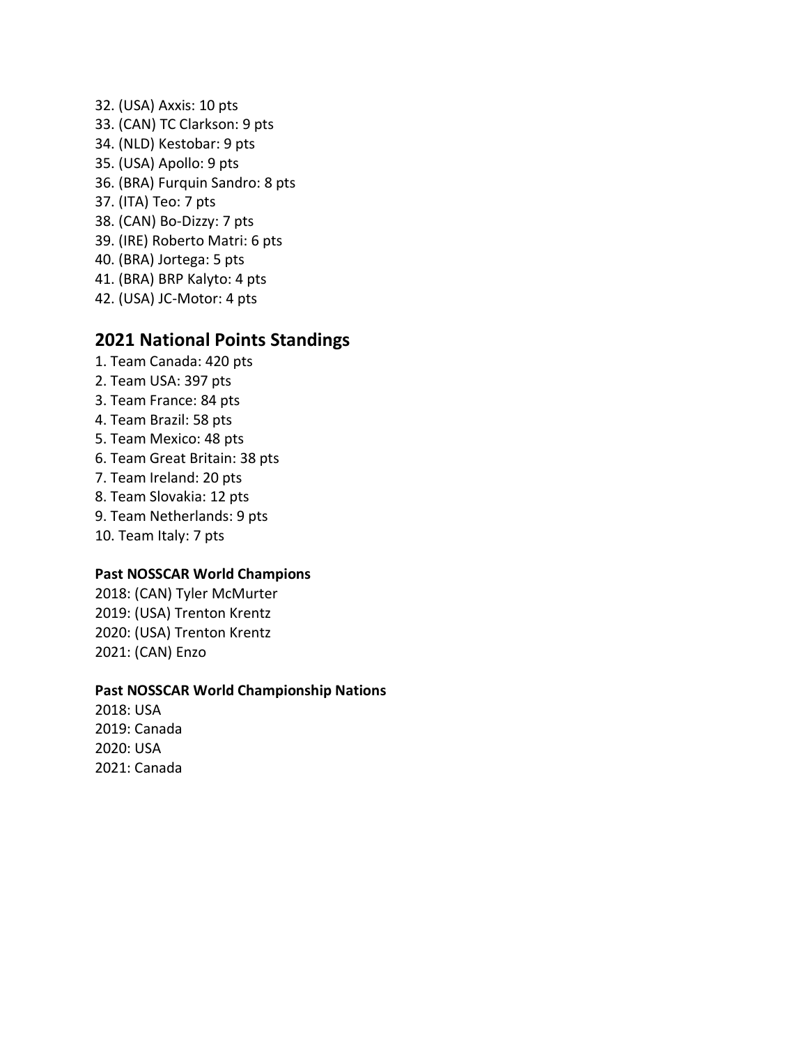32. (USA) Axxis: 10 pts
33. (CAN) TC Clarkson: 9 pts
34. (NLD) Kestobar: 9 pts
35. (USA) Apollo: 9 pts
36. (BRA) Furquin Sandro: 8 pts
37. (ITA) Teo: 7 pts
38. (CAN) Bo-Dizzy: 7 pts
39. (IRE) Roberto Matri: 6 pts
40. (BRA) Jortega: 5 pts
41. (BRA) BRP Kalyto: 4 pts
42. (USA) JC-Motor: 4 pts

## 2021 National Points Standings

1. Team Canada: 420 pts
2. Team USA: 397 pts
3. Team France: 84 pts
4. Team Brazil: 58 pts
5. Team Mexico: 48 pts
6. Team Great Britain: 38 pts
7. Team Ireland: 20 pts
8. Team Slovakia: 12 pts
9. Team Netherlands: 9 pts
10. Team Italy: 7 pts

**Past NOSSCAR World Champions**

2018: (CAN) Tyler McMurter
2019: (USA) Trenton Krentz
2020: (USA) Trenton Krentz
2021: (CAN) Enzo

**Past NOSSCAR World Championship Nations**

2018: USA
2019: Canada
2020: USA
2021: Canada